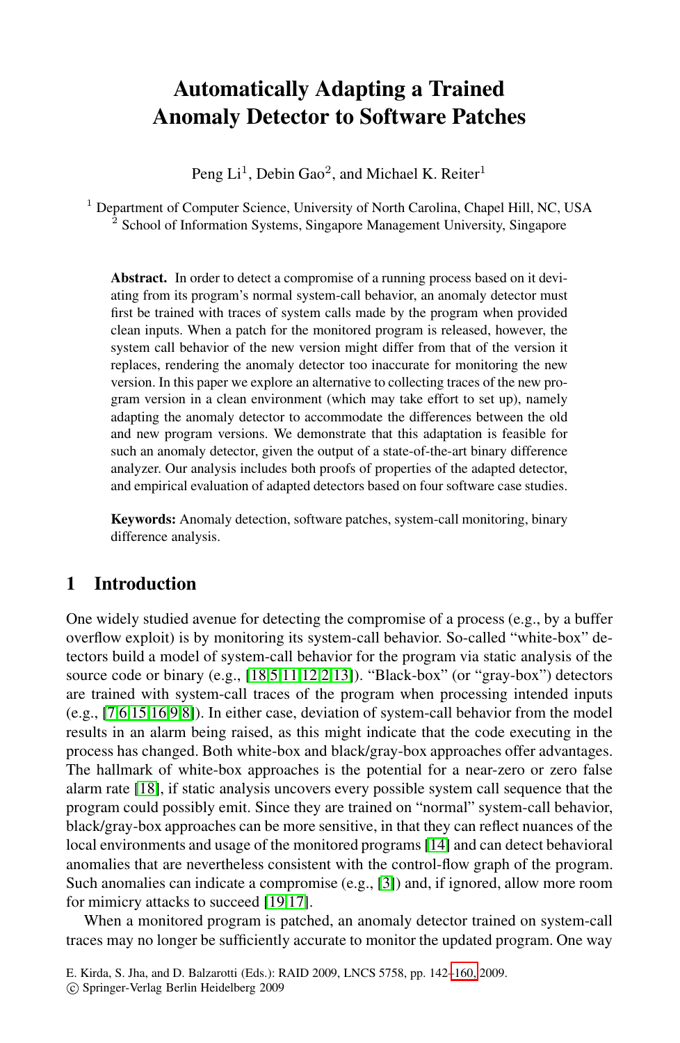# Automatically Adapting a Trained Anomaly Detector to Software Patches

Peng Li[1], Debin Gao[2], and Michael K. Reiter[1]

[1] Department of Computer Science, University of North Carolina, Chapel Hill, NC, USA
[2] School of Information Systems, Singapore Management University, Singapore

**Abstract.** In order to detect a compromise of a running process based on it deviating from its program's normal system-call behavior, an anomaly detector must first be trained with traces of system calls made by the program when provided clean inputs. When a patch for the monitored program is released, however, the system call behavior of the new version might differ from that of the version it replaces, rendering the anomaly detector too inaccurate for monitoring the new version. In this paper we explore an alternative to collecting traces of the new program version in a clean environment (which may take effort to set up), namely adapting the anomaly detector to accommodate the differences between the old and new program versions. We demonstrate that this adaptation is feasible for such an anomaly detector, given the output of a state-of-the-art binary difference analyzer. Our analysis includes both proofs of properties of the adapted detector, and empirical evaluation of adapted detectors based on four software case studies.

**Keywords:** Anomaly detection, software patches, system-call monitoring, binary difference analysis.

## 1 Introduction

One widely studied avenue for detecting the compromise of a process (e.g., by a buffer overflow exploit) is by monitoring its system-call behavior. So-called "white-box" detectors build a model of system-call behavior for the program via static analysis of the source code or binary (e.g., [18,5,11,12,2,13]). "Black-box" (or "gray-box") detectors are trained with system-call traces of the program when processing intended inputs (e.g., [7,6,15,16,9,8]). In either case, deviation of system-call behavior from the model results in an alarm being raised, as this might indicate that the code executing in the process has changed. Both white-box and black/gray-box approaches offer advantages. The hallmark of white-box approaches is the potential for a near-zero or zero false alarm rate [18], if static analysis uncovers every possible system call sequence that the program could possibly emit. Since they are trained on "normal" system-call behavior, black/gray-box approaches can be more sensitive, in that they can reflect nuances of the local environments and usage of the monitored programs [14] and can detect behavioral anomalies that are nevertheless consistent with the control-flow graph of the program. Such anomalies can indicate a compromise (e.g., [3]) and, if ignored, allow more room for mimicry attacks to succeed [19,17].

When a monitored program is patched, an anomaly detector trained on system-call traces may no longer be sufficiently accurate to monitor the updated program. One way

E. Kirda, S. Jha, and D. Balzarotti (Eds.): RAID 2009, LNCS 5758, pp. 142–160, 2009.
© Springer-Verlag Berlin Heidelberg 2009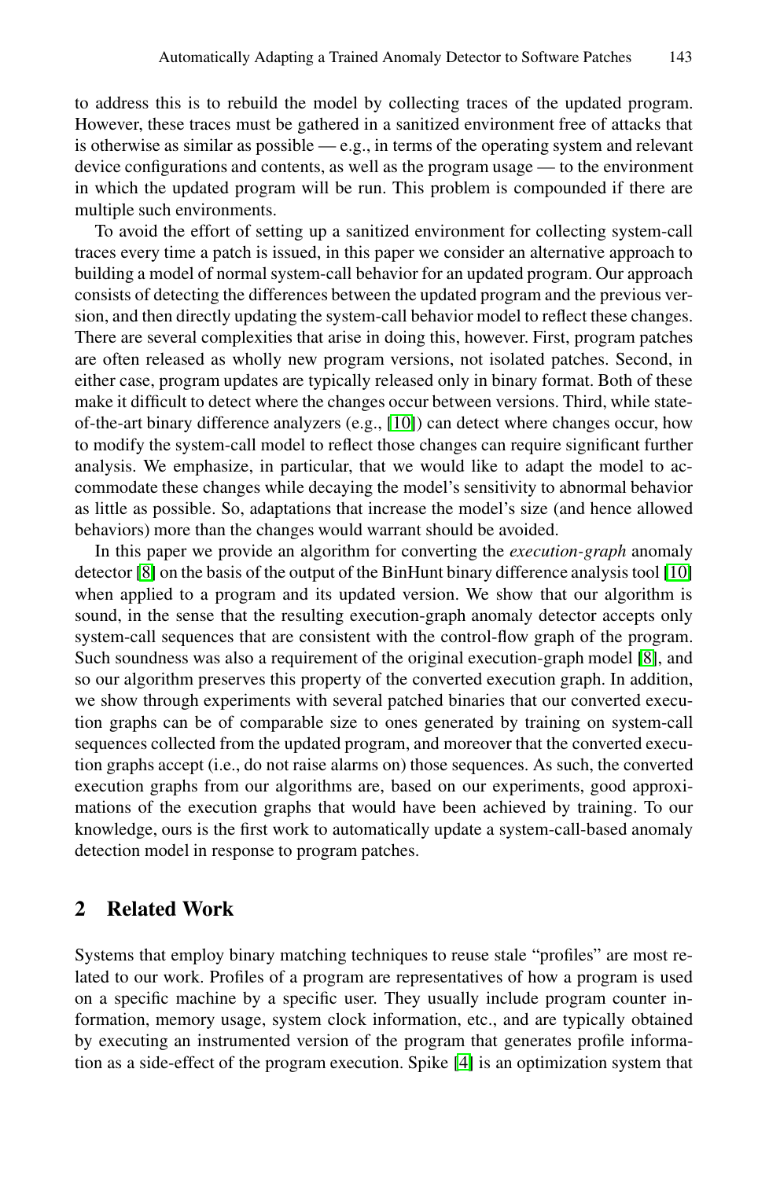to address this is to rebuild the model by collecting traces of the updated program. However, these traces must be gathered in a sanitized environment free of attacks that is otherwise as similar as possible — e.g., in terms of the operating system and relevant device configurations and contents, as well as the program usage — to the environment in which the updated program will be run. This problem is compounded if there are multiple such environments.

To avoid the effort of setting up a sanitized environment for collecting system-call traces every time a patch is issued, in this paper we consider an alternative approach to building a model of normal system-call behavior for an updated program. Our approach consists of detecting the differences between the updated program and the previous version, and then directly updating the system-call behavior model to reflect these changes. There are several complexities that arise in doing this, however. First, program patches are often released as wholly new program versions, not isolated patches. Second, in either case, program updates are typically released only in binary format. Both of these make it difficult to detect where the changes occur between versions. Third, while state-of-the-art binary difference analyzers (e.g., [10]) can detect where changes occur, how to modify the system-call model to reflect those changes can require significant further analysis. We emphasize, in particular, that we would like to adapt the model to accommodate these changes while decaying the model's sensitivity to abnormal behavior as little as possible. So, adaptations that increase the model's size (and hence allowed behaviors) more than the changes would warrant should be avoided.

In this paper we provide an algorithm for converting the *execution-graph* anomaly detector [8] on the basis of the output of the BinHunt binary difference analysis tool [10] when applied to a program and its updated version. We show that our algorithm is sound, in the sense that the resulting execution-graph anomaly detector accepts only system-call sequences that are consistent with the control-flow graph of the program. Such soundness was also a requirement of the original execution-graph model [8], and so our algorithm preserves this property of the converted execution graph. In addition, we show through experiments with several patched binaries that our converted execution graphs can be of comparable size to ones generated by training on system-call sequences collected from the updated program, and moreover that the converted execution graphs accept (i.e., do not raise alarms on) those sequences. As such, the converted execution graphs from our algorithms are, based on our experiments, good approximations of the execution graphs that would have been achieved by training. To our knowledge, ours is the first work to automatically update a system-call-based anomaly detection model in response to program patches.

## 2 Related Work

Systems that employ binary matching techniques to reuse stale "profiles" are most related to our work. Profiles of a program are representatives of how a program is used on a specific machine by a specific user. They usually include program counter information, memory usage, system clock information, etc., and are typically obtained by executing an instrumented version of the program that generates profile information as a side-effect of the program execution. Spike [4] is an optimization system that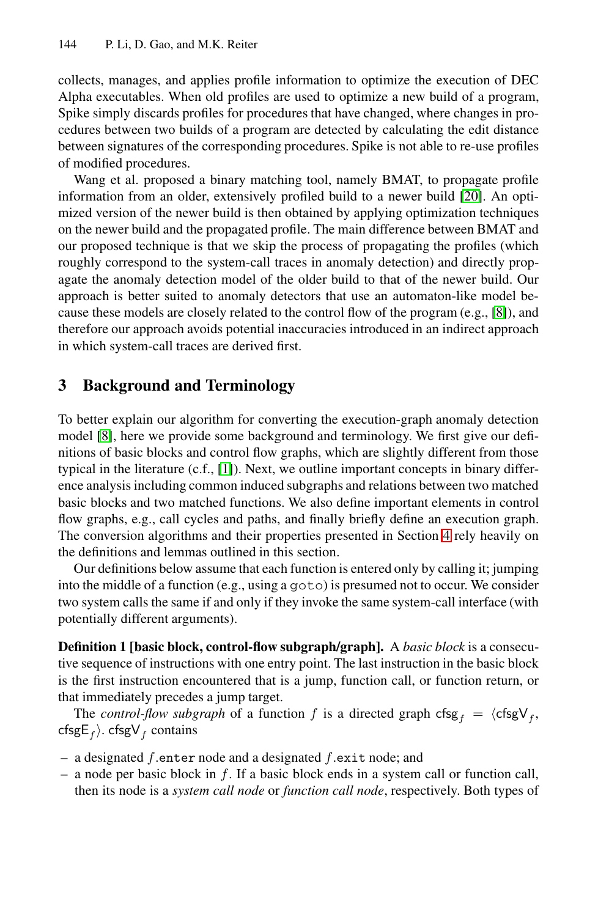collects, manages, and applies profile information to optimize the execution of DEC Alpha executables. When old profiles are used to optimize a new build of a program, Spike simply discards profiles for procedures that have changed, where changes in procedures between two builds of a program are detected by calculating the edit distance between signatures of the corresponding procedures. Spike is not able to re-use profiles of modified procedures.

Wang et al. proposed a binary matching tool, namely BMAT, to propagate profile information from an older, extensively profiled build to a newer build [20]. An optimized version of the newer build is then obtained by applying optimization techniques on the newer build and the propagated profile. The main difference between BMAT and our proposed technique is that we skip the process of propagating the profiles (which roughly correspond to the system-call traces in anomaly detection) and directly propagate the anomaly detection model of the older build to that of the newer build. Our approach is better suited to anomaly detectors that use an automaton-like model because these models are closely related to the control flow of the program (e.g., [8]), and therefore our approach avoids potential inaccuracies introduced in an indirect approach in which system-call traces are derived first.

## 3 Background and Terminology

To better explain our algorithm for converting the execution-graph anomaly detection model [8], here we provide some background and terminology. We first give our definitions of basic blocks and control flow graphs, which are slightly different from those typical in the literature (c.f., [1]). Next, we outline important concepts in binary difference analysis including common induced subgraphs and relations between two matched basic blocks and two matched functions. We also define important elements in control flow graphs, e.g., call cycles and paths, and finally briefly define an execution graph. The conversion algorithms and their properties presented in Section 4 rely heavily on the definitions and lemmas outlined in this section.

Our definitions below assume that each function is entered only by calling it; jumping into the middle of a function (e.g., using a `goto`) is presumed not to occur. We consider two system calls the same if and only if they invoke the same system-call interface (with potentially different arguments).

**Definition 1 [basic block, control-flow subgraph/graph].** A *basic block* is a consecutive sequence of instructions with one entry point. The last instruction in the basic block is the first instruction encountered that is a jump, function call, or function return, or that immediately precedes a jump target.

The *control-flow subgraph* of a function $f$ is a directed graph $\mathsf{cfsg}_f = \langle \mathsf{cfsgV}_f, \mathsf{cfsgE}_f \rangle$. $\mathsf{cfsgV}_f$ contains

- a designated $f$.`enter` node and a designated $f$.`exit` node; and
- a node per basic block in $f$. If a basic block ends in a system call or function call, then its node is a *system call node* or *function call node*, respectively. Both types of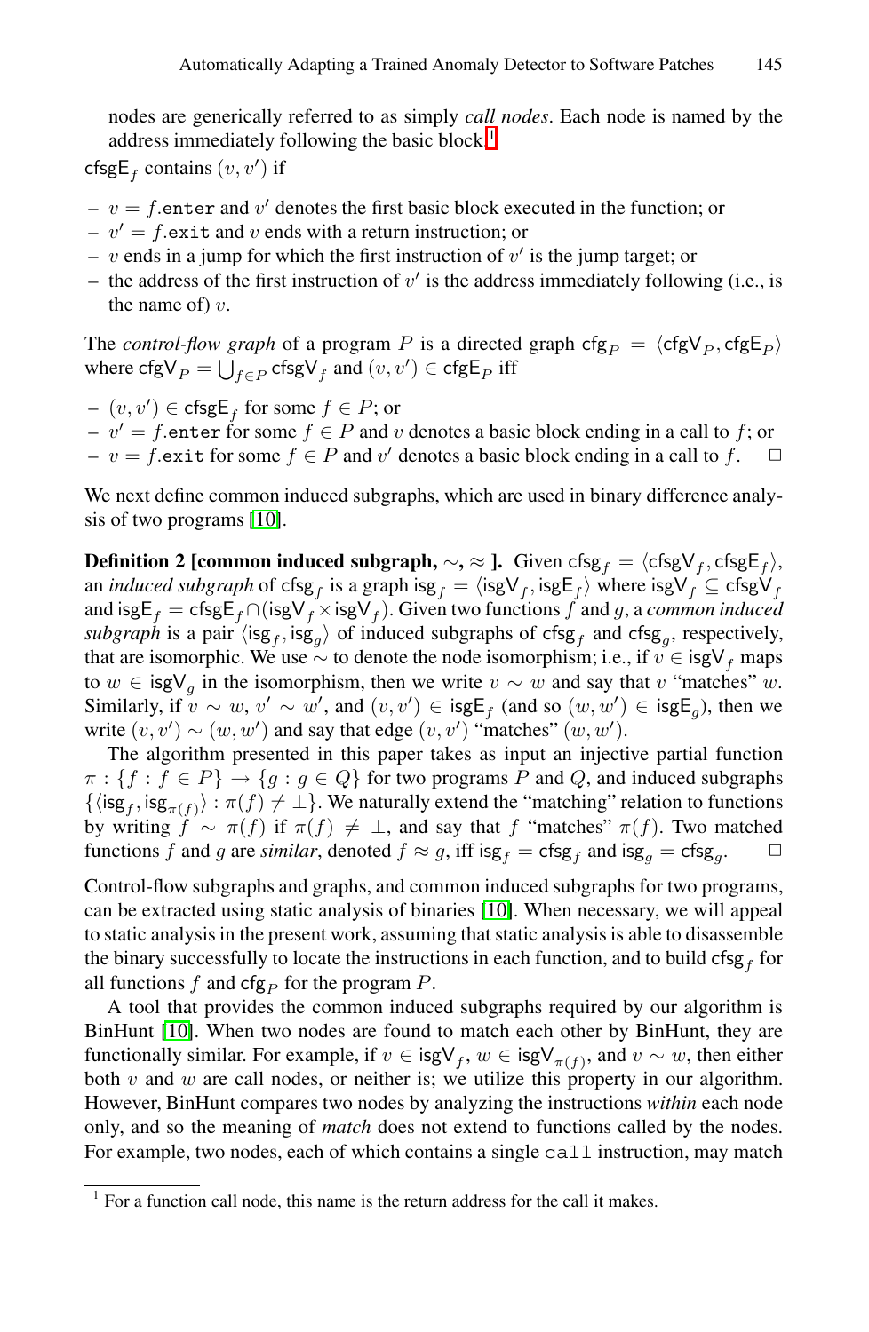nodes are generically referred to as simply *call nodes*. Each node is named by the address immediately following the basic block.[1]

$\mathsf{cfsgE}_f$ contains $(v, v')$ if

- $v = f.\texttt{enter}$ and $v'$ denotes the first basic block executed in the function; or
- $v' = f.\texttt{exit}$ and $v$ ends with a return instruction; or
- $v$ ends in a jump for which the first instruction of $v'$ is the jump target; or
- the address of the first instruction of $v'$ is the address immediately following (i.e., is the name of) $v$.

The *control-flow graph* of a program $P$ is a directed graph $\mathsf{cfg}_P = \langle \mathsf{cfgV}_P, \mathsf{cfgE}_P \rangle$ where $\mathsf{cfgV}_P = \bigcup_{f \in P} \mathsf{cfsgV}_f$ and $(v, v') \in \mathsf{cfgE}_P$ iff

- $(v, v') \in \mathsf{cfsgE}_f$ for some $f \in P$; or
- $v' = f.\texttt{enter}$ for some $f \in P$ and $v$ denotes a basic block ending in a call to $f$; or
- $v = f.\texttt{exit}$ for some $f \in P$ and $v'$ denotes a basic block ending in a call to $f$. □

We next define common induced subgraphs, which are used in binary difference analysis of two programs [10].

**Definition 2 [common induced subgraph, $\sim$, $\approx$ ].** Given $\mathsf{cfsg}_f = \langle \mathsf{cfsgV}_f, \mathsf{cfsgE}_f \rangle$, an *induced subgraph* of $\mathsf{cfsg}_f$ is a graph $\mathsf{isg}_f = \langle \mathsf{isgV}_f, \mathsf{isgE}_f \rangle$ where $\mathsf{isgV}_f \subseteq \mathsf{cfsgV}_f$ and $\mathsf{isgE}_f = \mathsf{cfsgE}_f \cap (\mathsf{isgV}_f \times \mathsf{isgV}_f)$. Given two functions $f$ and $g$, a *common induced subgraph* is a pair $\langle \mathsf{isg}_f, \mathsf{isg}_g \rangle$ of induced subgraphs of $\mathsf{cfsg}_f$ and $\mathsf{cfsg}_g$, respectively, that are isomorphic. We use $\sim$ to denote the node isomorphism; i.e., if $v \in \mathsf{isgV}_f$ maps to $w \in \mathsf{isgV}_g$ in the isomorphism, then we write $v \sim w$ and say that $v$ "matches" $w$. Similarly, if $v \sim w$, $v' \sim w'$, and $(v, v') \in \mathsf{isgE}_f$ (and so $(w, w') \in \mathsf{isgE}_g$), then we write $(v, v') \sim (w, w')$ and say that edge $(v, v')$ "matches" $(w, w')$.

The algorithm presented in this paper takes as input an injective partial function $\pi : \{f : f \in P\} \rightarrow \{g : g \in Q\}$ for two programs $P$ and $Q$, and induced subgraphs $\{\langle \mathsf{isg}_f, \mathsf{isg}_{\pi(f)} \rangle : \pi(f) \neq \bot\}$. We naturally extend the "matching" relation to functions by writing $f \sim \pi(f)$ if $\pi(f) \neq \bot$, and say that $f$ "matches" $\pi(f)$. Two matched functions $f$ and $g$ are *similar*, denoted $f \approx g$, iff $\mathsf{isg}_f = \mathsf{cfsg}_f$ and $\mathsf{isg}_g = \mathsf{cfsg}_g$. □

Control-flow subgraphs and graphs, and common induced subgraphs for two programs, can be extracted using static analysis of binaries [10]. When necessary, we will appeal to static analysis in the present work, assuming that static analysis is able to disassemble the binary successfully to locate the instructions in each function, and to build $\mathsf{cfsg}_f$ for all functions $f$ and $\mathsf{cfg}_P$ for the program $P$.

A tool that provides the common induced subgraphs required by our algorithm is BinHunt [10]. When two nodes are found to match each other by BinHunt, they are functionally similar. For example, if $v \in \mathsf{isgV}_f$, $w \in \mathsf{isgV}_{\pi(f)}$, and $v \sim w$, then either both $v$ and $w$ are call nodes, or neither is; we utilize this property in our algorithm. However, BinHunt compares two nodes by analyzing the instructions *within* each node only, and so the meaning of *match* does not extend to functions called by the nodes. For example, two nodes, each of which contains a single `call` instruction, may match

---

[1] For a function call node, this name is the return address for the call it makes.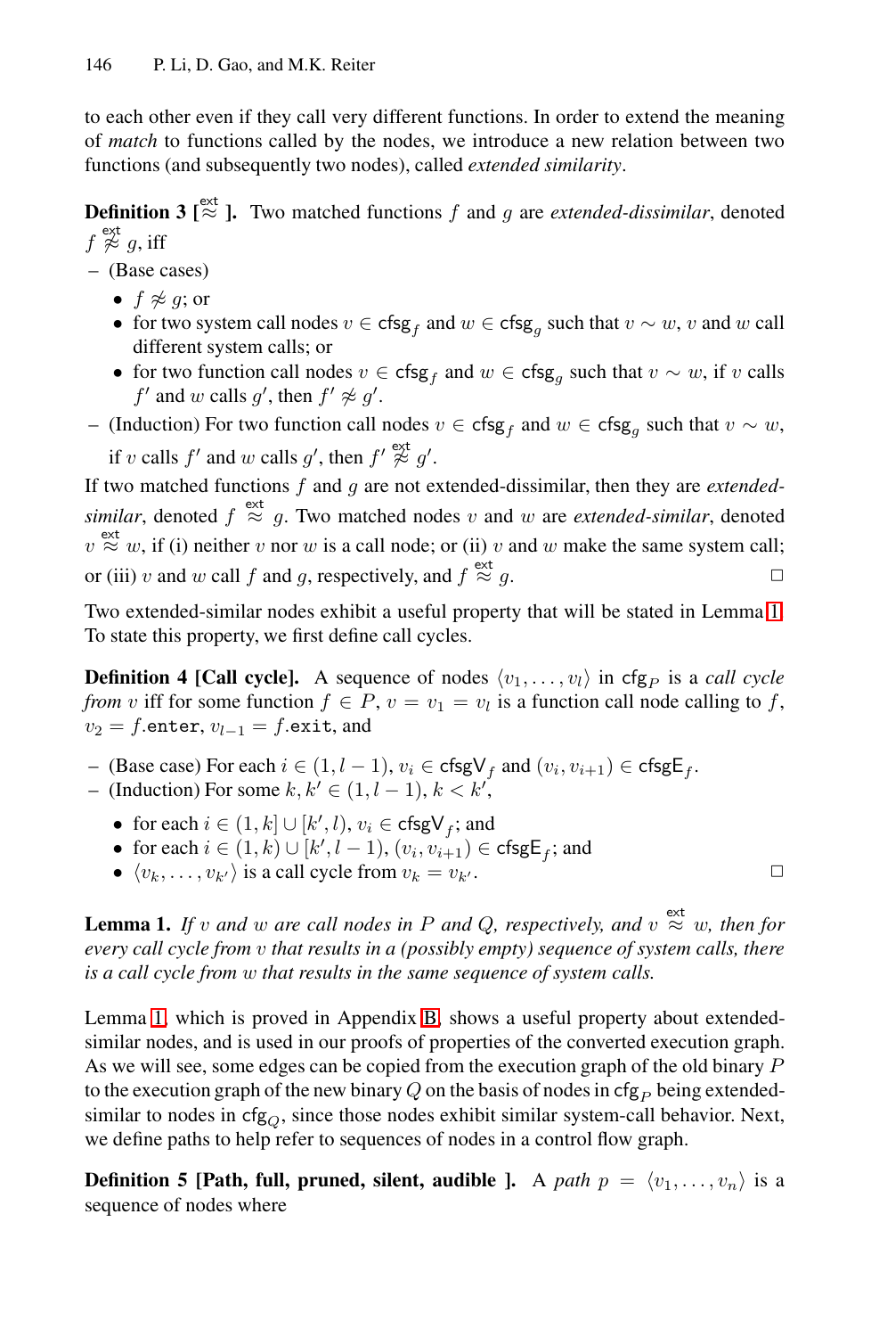to each other even if they call very different functions. In order to extend the meaning of *match* to functions called by the nodes, we introduce a new relation between two functions (and subsequently two nodes), called *extended similarity*.

**Definition 3 [$\overset{\text{ext}}{\approx}$].** Two matched functions $f$ and $g$ are *extended-dissimilar*, denoted $f \overset{\text{ext}}{\not\approx} g$, iff

- (Base cases)
  - $f \not\approx g$; or
  - for two system call nodes $v \in \mathsf{cfsg}_f$ and $w \in \mathsf{cfsg}_g$ such that $v \sim w$, $v$ and $w$ call different system calls; or
  - for two function call nodes $v \in \mathsf{cfsg}_f$ and $w \in \mathsf{cfsg}_g$ such that $v \sim w$, if $v$ calls $f'$ and $w$ calls $g'$, then $f' \not\approx g'$.
- (Induction) For two function call nodes $v \in \mathsf{cfsg}_f$ and $w \in \mathsf{cfsg}_g$ such that $v \sim w$, if $v$ calls $f'$ and $w$ calls $g'$, then $f' \overset{\text{ext}}{\not\approx} g'$.

If two matched functions $f$ and $g$ are not extended-dissimilar, then they are *extended-similar*, denoted $f \overset{\text{ext}}{\approx} g$. Two matched nodes $v$ and $w$ are *extended-similar*, denoted $v \overset{\text{ext}}{\approx} w$, if (i) neither $v$ nor $w$ is a call node; or (ii) $v$ and $w$ make the same system call; or (iii) $v$ and $w$ call $f$ and $g$, respectively, and $f \overset{\text{ext}}{\approx} g$. □

Two extended-similar nodes exhibit a useful property that will be stated in Lemma 1. To state this property, we first define call cycles.

**Definition 4 [Call cycle].** A sequence of nodes $\langle v_1, \ldots, v_l \rangle$ in $\mathsf{cfg}_P$ is a *call cycle from* $v$ iff for some function $f \in P$, $v = v_1 = v_l$ is a function call node calling to $f$, $v_2 = f.\mathtt{enter}$, $v_{l-1} = f.\mathtt{exit}$, and

- (Base case) For each $i \in (1, l-1)$, $v_i \in \mathsf{cfsgV}_f$ and $(v_i, v_{i+1}) \in \mathsf{cfsgE}_f$.
- (Induction) For some $k, k' \in (1, l-1)$, $k < k'$,
  - for each $i \in (1, k] \cup [k', l)$, $v_i \in \mathsf{cfsgV}_f$; and
  - for each $i \in (1, k) \cup [k', l-1)$, $(v_i, v_{i+1}) \in \mathsf{cfsgE}_f$; and
  - $\langle v_k, \ldots, v_{k'} \rangle$ is a call cycle from $v_k = v_{k'}$. □

**Lemma 1.** *If $v$ and $w$ are call nodes in $P$ and $Q$, respectively, and $v \overset{\text{ext}}{\approx} w$, then for every call cycle from $v$ that results in a (possibly empty) sequence of system calls, there is a call cycle from $w$ that results in the same sequence of system calls.*

Lemma 1, which is proved in Appendix B, shows a useful property about extended-similar nodes, and is used in our proofs of properties of the converted execution graph. As we will see, some edges can be copied from the execution graph of the old binary $P$ to the execution graph of the new binary $Q$ on the basis of nodes in $\mathsf{cfg}_P$ being extended-similar to nodes in $\mathsf{cfg}_Q$, since those nodes exhibit similar system-call behavior. Next, we define paths to help refer to sequences of nodes in a control flow graph.

**Definition 5 [Path, full, pruned, silent, audible ].** A *path* $p = \langle v_1, \ldots, v_n \rangle$ is a sequence of nodes where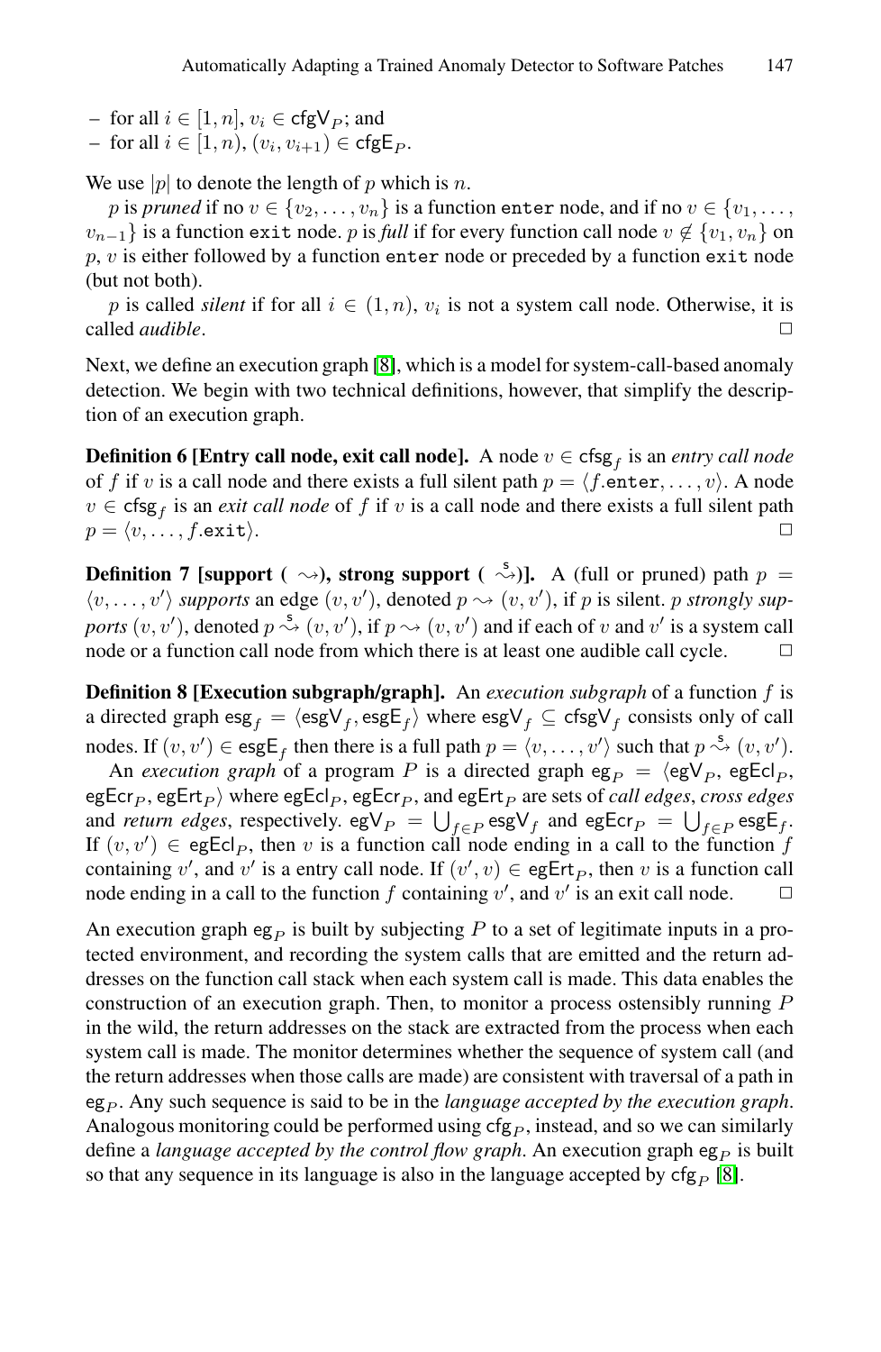– for all $i \in [1, n]$, $v_i \in \mathsf{cfgV}_P$; and
– for all $i \in [1, n)$, $(v_i, v_{i+1}) \in \mathsf{cfgE}_P$.

We use $|p|$ to denote the length of $p$ which is $n$.

$p$ is *pruned* if no $v \in \{v_2, \ldots, v_n\}$ is a function `enter` node, and if no $v \in \{v_1, \ldots, v_{n-1}\}$ is a function `exit` node. $p$ is *full* if for every function call node $v \notin \{v_1, v_n\}$ on $p$, $v$ is either followed by a function `enter` node or preceded by a function `exit` node (but not both).

$p$ is called *silent* if for all $i \in (1, n)$, $v_i$ is not a system call node. Otherwise, it is called *audible*. □

Next, we define an execution graph [8], which is a model for system-call-based anomaly detection. We begin with two technical definitions, however, that simplify the description of an execution graph.

**Definition 6 [Entry call node, exit call node].** A node $v \in \mathsf{cfsg}_f$ is an *entry call node* of $f$ if $v$ is a call node and there exists a full silent path $p = \langle f.\mathtt{enter}, \ldots, v \rangle$. A node $v \in \mathsf{cfsg}_f$ is an *exit call node* of $f$ if $v$ is a call node and there exists a full silent path $p = \langle v, \ldots, f.\mathtt{exit} \rangle$. □

**Definition 7 [support ($\rightsquigarrow$), strong support ($\overset{\mathsf{s}}{\rightsquigarrow}$)].** A (full or pruned) path $p = \langle v, \ldots, v' \rangle$ *supports* an edge $(v, v')$, denoted $p \rightsquigarrow (v, v')$, if $p$ is silent. $p$ *strongly supports* $(v, v')$, denoted $p \overset{\mathsf{s}}{\rightsquigarrow} (v, v')$, if $p \rightsquigarrow (v, v')$ and if each of $v$ and $v'$ is a system call node or a function call node from which there is at least one audible call cycle. □

**Definition 8 [Execution subgraph/graph].** An *execution subgraph* of a function $f$ is a directed graph $\mathsf{esg}_f = \langle \mathsf{esgV}_f, \mathsf{esgE}_f \rangle$ where $\mathsf{esgV}_f \subseteq \mathsf{cfsgV}_f$ consists only of call nodes. If $(v, v') \in \mathsf{esgE}_f$ then there is a full path $p = \langle v, \ldots, v' \rangle$ such that $p \overset{\mathsf{s}}{\rightsquigarrow} (v, v')$.

An *execution graph* of a program $P$ is a directed graph $\mathsf{eg}_P = \langle \mathsf{egV}_P, \mathsf{egEcl}_P, \mathsf{egEcr}_P, \mathsf{egErt}_P \rangle$ where $\mathsf{egEcl}_P$, $\mathsf{egEcr}_P$, and $\mathsf{egErt}_P$ are sets of *call edges*, *cross edges* and *return edges*, respectively. $\mathsf{egV}_P = \bigcup_{f \in P} \mathsf{esgV}_f$ and $\mathsf{egEcr}_P = \bigcup_{f \in P} \mathsf{esgE}_f$. If $(v, v') \in \mathsf{egEcl}_P$, then $v$ is a function call node ending in a call to the function $f$ containing $v'$, and $v'$ is a entry call node. If $(v', v) \in \mathsf{egErt}_P$, then $v$ is a function call node ending in a call to the function $f$ containing $v'$, and $v'$ is an exit call node. □

An execution graph $\mathsf{eg}_P$ is built by subjecting $P$ to a set of legitimate inputs in a protected environment, and recording the system calls that are emitted and the return addresses on the function call stack when each system call is made. This data enables the construction of an execution graph. Then, to monitor a process ostensibly running $P$ in the wild, the return addresses on the stack are extracted from the process when each system call is made. The monitor determines whether the sequence of system call (and the return addresses when those calls are made) are consistent with traversal of a path in $\mathsf{eg}_P$. Any such sequence is said to be in the *language accepted by the execution graph*. Analogous monitoring could be performed using $\mathsf{cfg}_P$, instead, and so we can similarly define a *language accepted by the control flow graph*. An execution graph $\mathsf{eg}_P$ is built so that any sequence in its language is also in the language accepted by $\mathsf{cfg}_P$ [8].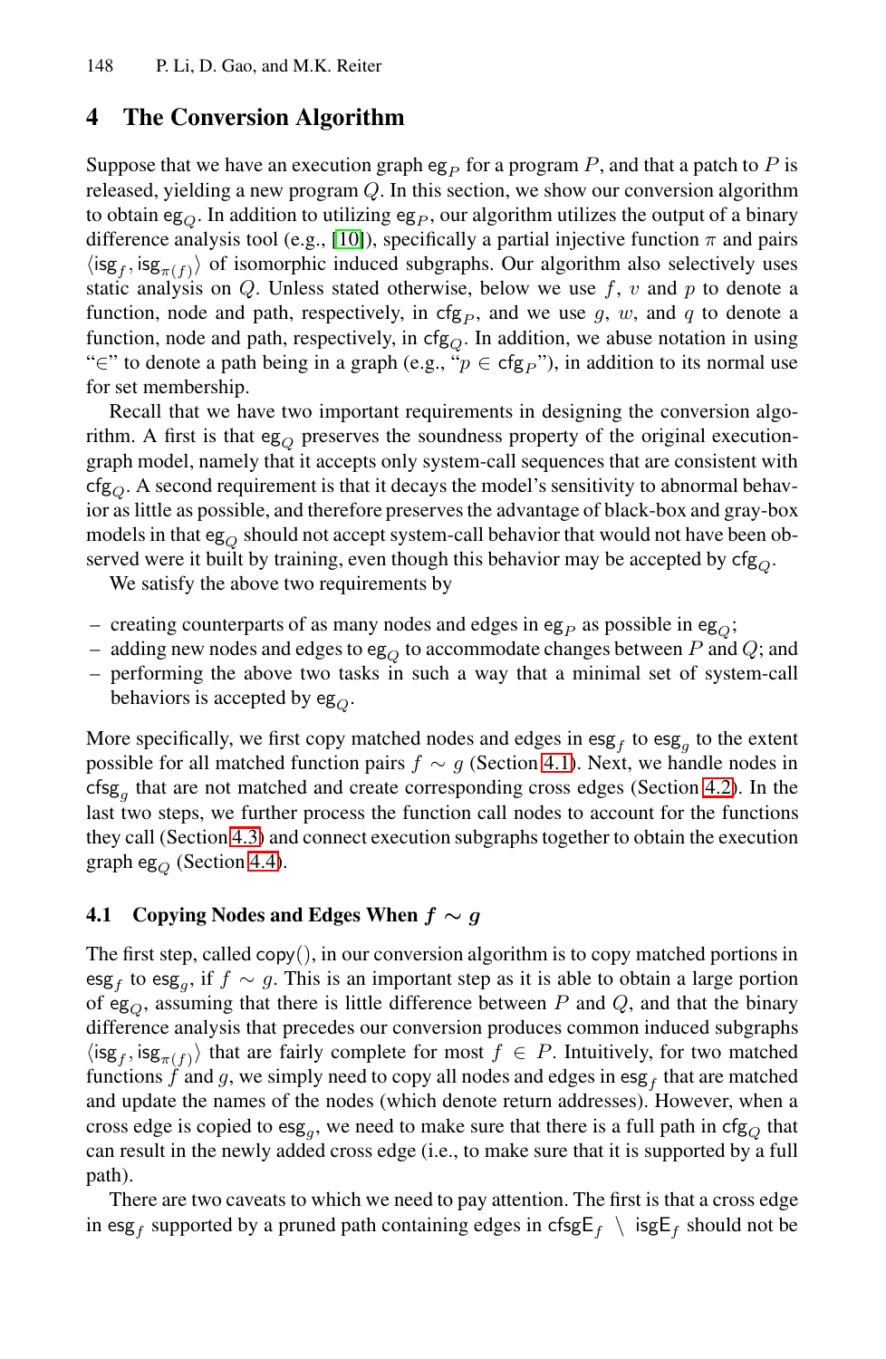## 4 The Conversion Algorithm

Suppose that we have an execution graph $\mathsf{eg}_P$ for a program $P$, and that a patch to $P$ is released, yielding a new program $Q$. In this section, we show our conversion algorithm to obtain $\mathsf{eg}_Q$. In addition to utilizing $\mathsf{eg}_P$, our algorithm utilizes the output of a binary difference analysis tool (e.g., [10]), specifically a partial injective function $\pi$ and pairs $\langle \mathsf{isg}_f, \mathsf{isg}_{\pi(f)} \rangle$ of isomorphic induced subgraphs. Our algorithm also selectively uses static analysis on $Q$. Unless stated otherwise, below we use $f$, $v$ and $p$ to denote a function, node and path, respectively, in $\mathsf{cfg}_P$, and we use $g$, $w$, and $q$ to denote a function, node and path, respectively, in $\mathsf{cfg}_Q$. In addition, we abuse notation in using "$\in$" to denote a path being in a graph (e.g., "$p \in \mathsf{cfg}_P$"), in addition to its normal use for set membership.

Recall that we have two important requirements in designing the conversion algorithm. A first is that $\mathsf{eg}_Q$ preserves the soundness property of the original execution-graph model, namely that it accepts only system-call sequences that are consistent with $\mathsf{cfg}_Q$. A second requirement is that it decays the model's sensitivity to abnormal behavior as little as possible, and therefore preserves the advantage of black-box and gray-box models in that $\mathsf{eg}_Q$ should not accept system-call behavior that would not have been observed were it built by training, even though this behavior may be accepted by $\mathsf{cfg}_Q$.

We satisfy the above two requirements by

- creating counterparts of as many nodes and edges in $\mathsf{eg}_P$ as possible in $\mathsf{eg}_Q$;
- adding new nodes and edges to $\mathsf{eg}_Q$ to accommodate changes between $P$ and $Q$; and
- performing the above two tasks in such a way that a minimal set of system-call behaviors is accepted by $\mathsf{eg}_Q$.

More specifically, we first copy matched nodes and edges in $\mathsf{esg}_f$ to $\mathsf{esg}_g$ to the extent possible for all matched function pairs $f \sim g$ (Section 4.1). Next, we handle nodes in $\mathsf{cfsg}_g$ that are not matched and create corresponding cross edges (Section 4.2). In the last two steps, we further process the function call nodes to account for the functions they call (Section 4.3) and connect execution subgraphs together to obtain the execution graph $\mathsf{eg}_Q$ (Section 4.4).

### 4.1 Copying Nodes and Edges When $f \sim g$

The first step, called $\mathsf{copy}()$, in our conversion algorithm is to copy matched portions in $\mathsf{esg}_f$ to $\mathsf{esg}_g$, if $f \sim g$. This is an important step as it is able to obtain a large portion of $\mathsf{eg}_Q$, assuming that there is little difference between $P$ and $Q$, and that the binary difference analysis that precedes our conversion produces common induced subgraphs $\langle \mathsf{isg}_f, \mathsf{isg}_{\pi(f)} \rangle$ that are fairly complete for most $f \in P$. Intuitively, for two matched functions $f$ and $g$, we simply need to copy all nodes and edges in $\mathsf{esg}_f$ that are matched and update the names of the nodes (which denote return addresses). However, when a cross edge is copied to $\mathsf{esg}_g$, we need to make sure that there is a full path in $\mathsf{cfg}_Q$ that can result in the newly added cross edge (i.e., to make sure that it is supported by a full path).

There are two caveats to which we need to pay attention. The first is that a cross edge in $\mathsf{esg}_f$ supported by a pruned path containing edges in $\mathsf{cfsgE}_f \setminus \mathsf{isgE}_f$ should not be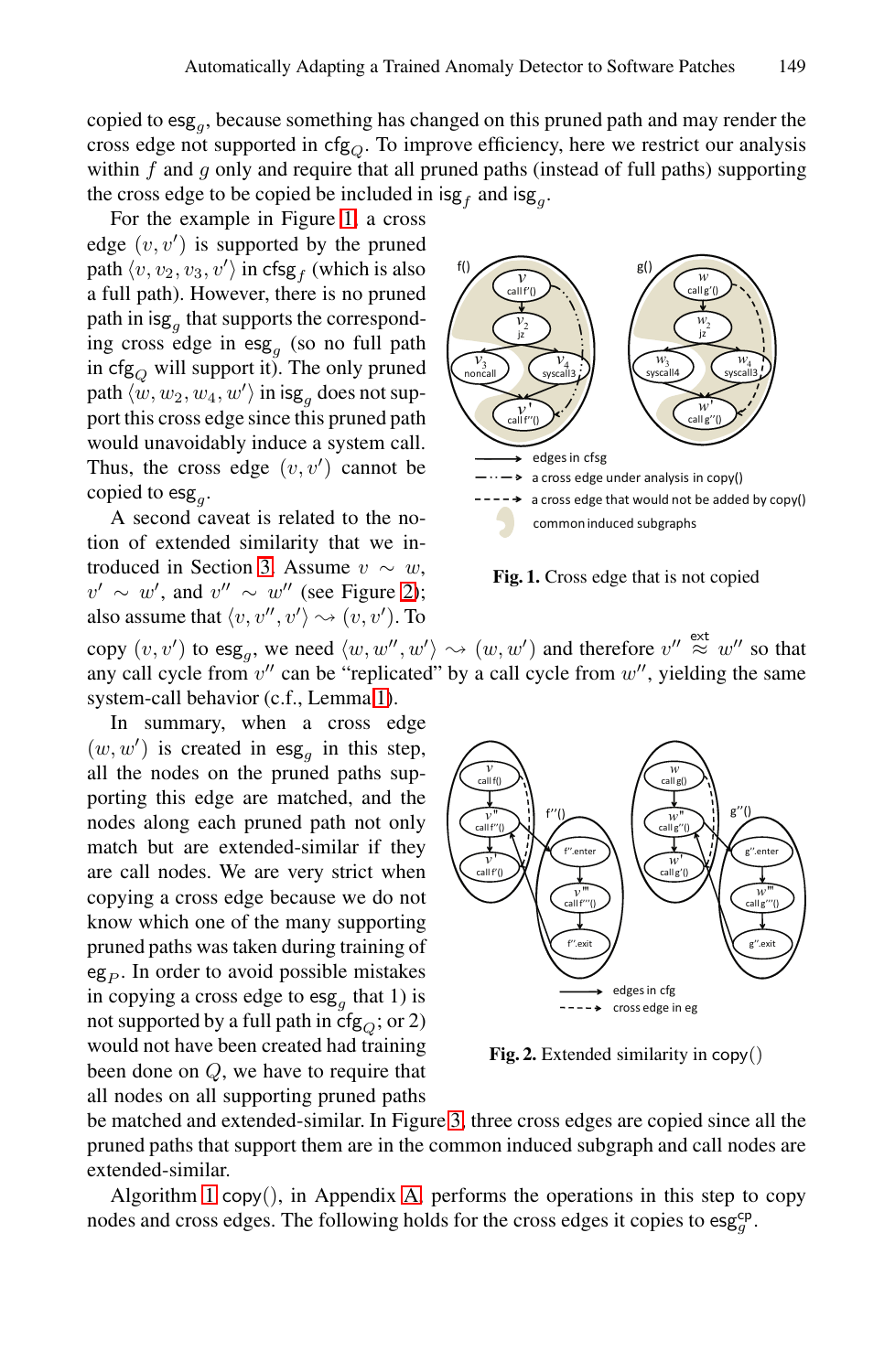copied to $\mathsf{esg}_g$, because something has changed on this pruned path and may render the cross edge not supported in $\mathsf{cfg}_Q$. To improve efficiency, here we restrict our analysis within $f$ and $g$ only and require that all pruned paths (instead of full paths) supporting the cross edge to be copied be included in $\mathsf{isg}_f$ and $\mathsf{isg}_g$.

For the example in Figure 1, a cross edge $(v, v')$ is supported by the pruned path $\langle v, v_2, v_3, v' \rangle$ in $\mathsf{cfsg}_f$ (which is also a full path). However, there is no pruned path in $\mathsf{isg}_g$ that supports the corresponding cross edge in $\mathsf{esg}_g$ (so no full path in $\mathsf{cfg}_Q$ will support it). The only pruned path $\langle w, w_2, w_4, w' \rangle$ in $\mathsf{isg}_g$ does not support this cross edge since this pruned path would unavoidably induce a system call. Thus, the cross edge $(v, v')$ cannot be copied to $\mathsf{esg}_g$.

Fig. 1. Cross edge that is not copied

A second caveat is related to the notion of extended similarity that we introduced in Section 3. Assume $v \sim w$, $v' \sim w'$, and $v'' \sim w''$ (see Figure 2); also assume that $\langle v, v'', v' \rangle \rightsquigarrow (v, v')$. To copy $(v, v')$ to $\mathsf{esg}_g$, we need $\langle w, w'', w' \rangle \rightsquigarrow (w, w')$ and therefore $v'' \overset{\mathsf{ext}}{\approx} w''$ so that any call cycle from $v''$ can be "replicated" by a call cycle from $w''$, yielding the same system-call behavior (c.f., Lemma 1).

In summary, when a cross edge $(w, w')$ is created in $\mathsf{esg}_g$ in this step, all the nodes on the pruned paths supporting this edge are matched, and the nodes along each pruned path not only match but are extended-similar if they are call nodes. We are very strict when copying a cross edge because we do not know which one of the many supporting pruned paths was taken during training of $\mathsf{eg}_P$. In order to avoid possible mistakes in copying a cross edge to $\mathsf{esg}_g$ that 1) is not supported by a full path in $\mathsf{cfg}_Q$; or 2) would not have been created had training been done on $Q$, we have to require that all nodes on all supporting pruned paths be matched and extended-similar. In Figure 3, three cross edges are copied since all the pruned paths that support them are in the common induced subgraph and call nodes are extended-similar.

Fig. 2. Extended similarity in $\mathsf{copy}()$

Algorithm 1 $\mathsf{copy}()$, in Appendix A, performs the operations in this step to copy nodes and cross edges. The following holds for the cross edges it copies to $\mathsf{esg}_g^{\mathsf{cp}}$.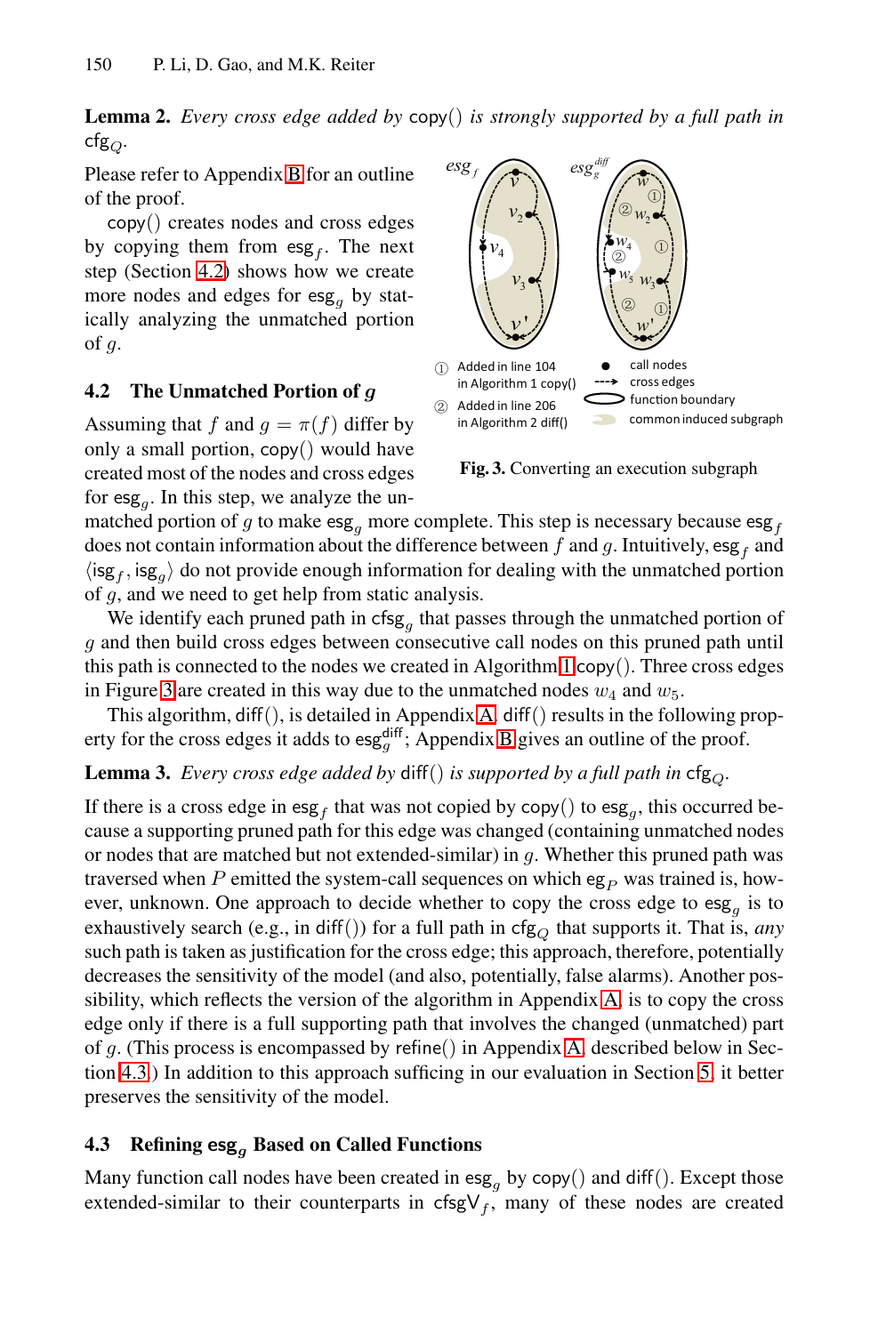**Lemma 2.** *Every cross edge added by* copy() *is strongly supported by a full path in* $\mathsf{cfg}_Q$.

Please refer to Appendix B for an outline of the proof.

copy() creates nodes and cross edges by copying them from $\mathsf{esg}_f$. The next step (Section 4.2) shows how we create more nodes and edges for $\mathsf{esg}_g$ by statically analyzing the unmatched portion of $g$.

**Fig. 3.** Converting an execution subgraph

## 4.2 The Unmatched Portion of $g$

Assuming that $f$ and $g = \pi(f)$ differ by only a small portion, copy() would have created most of the nodes and cross edges for $\mathsf{esg}_g$. In this step, we analyze the unmatched portion of $g$ to make $\mathsf{esg}_g$ more complete. This step is necessary because $\mathsf{esg}_f$ does not contain information about the difference between $f$ and $g$. Intuitively, $\mathsf{esg}_f$ and $\langle \mathsf{isg}_f, \mathsf{isg}_g \rangle$ do not provide enough information for dealing with the unmatched portion of $g$, and we need to get help from static analysis.

We identify each pruned path in $\mathsf{cfsg}_g$ that passes through the unmatched portion of $g$ and then build cross edges between consecutive call nodes on this pruned path until this path is connected to the nodes we created in Algorithm 1 copy(). Three cross edges in Figure 3 are created in this way due to the unmatched nodes $w_4$ and $w_5$.

This algorithm, diff(), is detailed in Appendix A. diff() results in the following property for the cross edges it adds to $\mathsf{esg}_g^{\mathsf{diff}}$; Appendix B gives an outline of the proof.

**Lemma 3.** *Every cross edge added by* diff() *is supported by a full path in* $\mathsf{cfg}_Q$.

If there is a cross edge in $\mathsf{esg}_f$ that was not copied by copy() to $\mathsf{esg}_g$, this occurred because a supporting pruned path for this edge was changed (containing unmatched nodes or nodes that are matched but not extended-similar) in $g$. Whether this pruned path was traversed when $P$ emitted the system-call sequences on which $\mathsf{eg}_P$ was trained is, however, unknown. One approach to decide whether to copy the cross edge to $\mathsf{esg}_g$ is to exhaustively search (e.g., in diff()) for a full path in $\mathsf{cfg}_Q$ that supports it. That is, *any* such path is taken as justification for the cross edge; this approach, therefore, potentially decreases the sensitivity of the model (and also, potentially, false alarms). Another possibility, which reflects the version of the algorithm in Appendix A, is to copy the cross edge only if there is a full supporting path that involves the changed (unmatched) part of $g$. (This process is encompassed by refine() in Appendix A, described below in Section 4.3.) In addition to this approach sufficing in our evaluation in Section 5, it better preserves the sensitivity of the model.

## 4.3 Refining $\mathsf{esg}_g$ Based on Called Functions

Many function call nodes have been created in $\mathsf{esg}_g$ by copy() and diff(). Except those extended-similar to their counterparts in $\mathsf{cfsgV}_f$, many of these nodes are created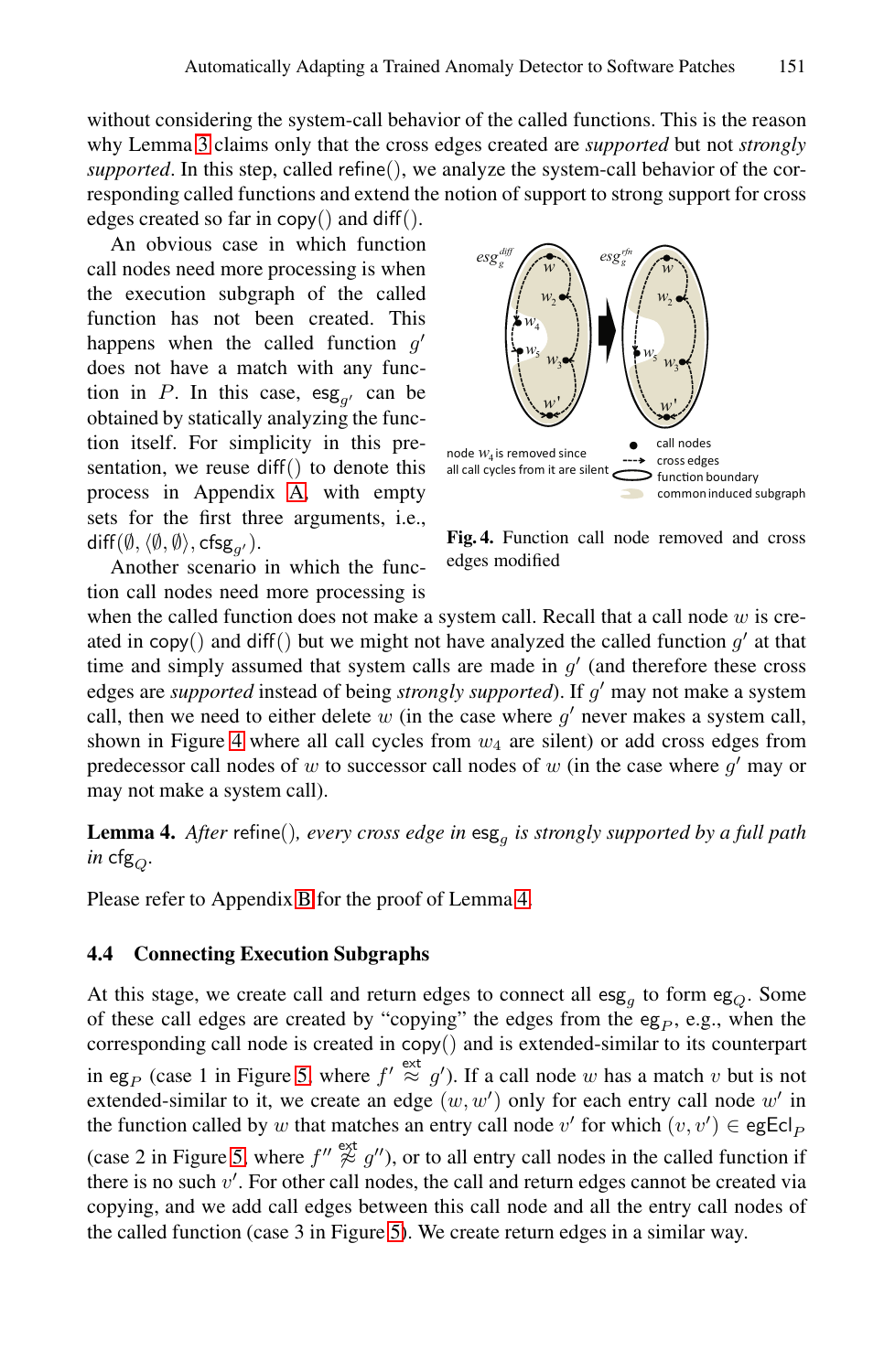without considering the system-call behavior of the called functions. This is the reason why Lemma 3 claims only that the cross edges created are *supported* but not *strongly supported*. In this step, called refine(), we analyze the system-call behavior of the corresponding called functions and extend the notion of support to strong support for cross edges created so far in copy() and diff().

An obvious case in which function call nodes need more processing is when the execution subgraph of the called function has not been created. This happens when the called function $g'$ does not have a match with any function in $P$. In this case, $\mathsf{esg}_{g'}$ can be obtained by statically analyzing the function itself. For simplicity in this presentation, we reuse diff() to denote this process in Appendix A, with empty sets for the first three arguments, i.e., $\mathsf{diff}(\emptyset, \langle\emptyset, \emptyset\rangle, \mathsf{cfsg}_{g'})$.

Fig. 4. Function call node removed and cross edges modified

Another scenario in which the function call nodes need more processing is when the called function does not make a system call. Recall that a call node $w$ is created in copy() and diff() but we might not have analyzed the called function $g'$ at that time and simply assumed that system calls are made in $g'$ (and therefore these cross edges are *supported* instead of being *strongly supported*). If $g'$ may not make a system call, then we need to either delete $w$ (in the case where $g'$ never makes a system call, shown in Figure 4 where all call cycles from $w_4$ are silent) or add cross edges from predecessor call nodes of $w$ to successor call nodes of $w$ (in the case where $g'$ may or may not make a system call).

**Lemma 4.** *After* refine(), *every cross edge in* $\mathsf{esg}_g$ *is strongly supported by a full path in* $\mathsf{cfg}_Q$.

Please refer to Appendix B for the proof of Lemma 4.

### 4.4 Connecting Execution Subgraphs

At this stage, we create call and return edges to connect all $\mathsf{esg}_g$ to form $\mathsf{eg}_Q$. Some of these call edges are created by "copying" the edges from the $\mathsf{eg}_P$, e.g., when the corresponding call node is created in copy() and is extended-similar to its counterpart in $\mathsf{eg}_P$ (case 1 in Figure 5, where $f' \overset{\text{ext}}{\approx} g'$). If a call node $w$ has a match $v$ but is not extended-similar to it, we create an edge $(w, w')$ only for each entry call node $w'$ in the function called by $w$ that matches an entry call node $v'$ for which $(v, v') \in \mathsf{egEcl}_P$ (case 2 in Figure 5, where $f'' \overset{\text{ext}}{\not\approx} g''$), or to all entry call nodes in the called function if there is no such $v'$. For other call nodes, the call and return edges cannot be created via copying, and we add call edges between this call node and all the entry call nodes of the called function (case 3 in Figure 5). We create return edges in a similar way.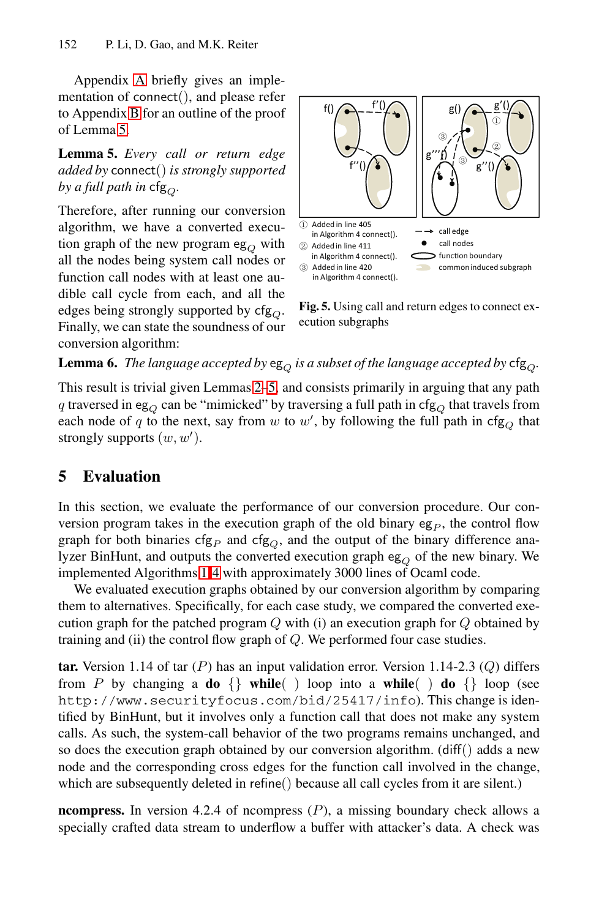Appendix A briefly gives an implementation of connect(), and please refer to Appendix B for an outline of the proof of Lemma 5.

**Lemma 5.** *Every call or return edge added by* connect() *is strongly supported by a full path in* $\mathsf{cfg}_Q$.

Therefore, after running our conversion algorithm, we have a converted execution graph of the new program $\mathsf{eg}_Q$ with all the nodes being system call nodes or function call nodes with at least one audible call cycle from each, and all the edges being strongly supported by $\mathsf{cfg}_Q$. Finally, we can state the soundness of our conversion algorithm:

① Added in line 405 in Algorithm 4 connect().
② Added in line 411 in Algorithm 4 connect().
③ Added in line 420 in Algorithm 4 connect().

call edge
call nodes
function boundary
common induced subgraph

**Fig. 5.** Using call and return edges to connect execution subgraphs

**Lemma 6.** *The language accepted by* $\mathsf{eg}_Q$ *is a subset of the language accepted by* $\mathsf{cfg}_Q$.

This result is trivial given Lemmas 2–5, and consists primarily in arguing that any path $q$ traversed in $\mathsf{eg}_Q$ can be "mimicked" by traversing a full path in $\mathsf{cfg}_Q$ that travels from each node of $q$ to the next, say from $w$ to $w'$, by following the full path in $\mathsf{cfg}_Q$ that strongly supports $(w, w')$.

## 5 Evaluation

In this section, we evaluate the performance of our conversion procedure. Our conversion program takes in the execution graph of the old binary $\mathsf{eg}_P$, the control flow graph for both binaries $\mathsf{cfg}_P$ and $\mathsf{cfg}_Q$, and the output of the binary difference analyzer BinHunt, and outputs the converted execution graph $\mathsf{eg}_Q$ of the new binary. We implemented Algorithms 1–4 with approximately 3000 lines of Ocaml code.

We evaluated execution graphs obtained by our conversion algorithm by comparing them to alternatives. Specifically, for each case study, we compared the converted execution graph for the patched program $Q$ with (i) an execution graph for $Q$ obtained by training and (ii) the control flow graph of $Q$. We performed four case studies.

**tar.** Version 1.14 of tar ($P$) has an input validation error. Version 1.14-2.3 ($Q$) differs from $P$ by changing a **do** {} **while**( ) loop into a **while**( ) **do** {} loop (see `http://www.securityfocus.com/bid/25417/info`). This change is identified by BinHunt, but it involves only a function call that does not make any system calls. As such, the system-call behavior of the two programs remains unchanged, and so does the execution graph obtained by our conversion algorithm. (diff() adds a new node and the corresponding cross edges for the function call involved in the change, which are subsequently deleted in refine() because all call cycles from it are silent.)

**ncompress.** In version 4.2.4 of ncompress ($P$), a missing boundary check allows a specially crafted data stream to underflow a buffer with attacker's data. A check was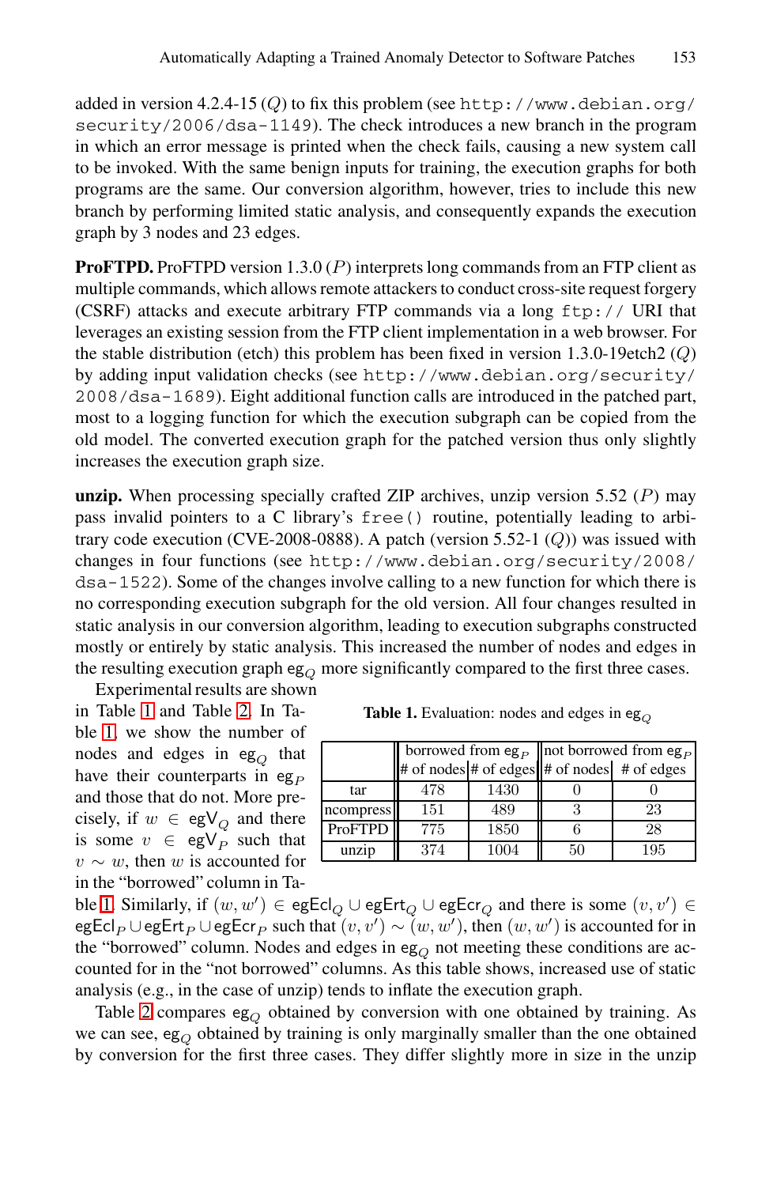added in version 4.2.4-15 ($Q$) to fix this problem (see http://www.debian.org/security/2006/dsa-1149). The check introduces a new branch in the program in which an error message is printed when the check fails, causing a new system call to be invoked. With the same benign inputs for training, the execution graphs for both programs are the same. Our conversion algorithm, however, tries to include this new branch by performing limited static analysis, and consequently expands the execution graph by 3 nodes and 23 edges.

**ProFTPD.** ProFTPD version 1.3.0 ($P$) interprets long commands from an FTP client as multiple commands, which allows remote attackers to conduct cross-site request forgery (CSRF) attacks and execute arbitrary FTP commands via a long `ftp://` URI that leverages an existing session from the FTP client implementation in a web browser. For the stable distribution (etch) this problem has been fixed in version 1.3.0-19etch2 ($Q$) by adding input validation checks (see http://www.debian.org/security/2008/dsa-1689). Eight additional function calls are introduced in the patched part, most to a logging function for which the execution subgraph can be copied from the old model. The converted execution graph for the patched version thus only slightly increases the execution graph size.

**unzip.** When processing specially crafted ZIP archives, unzip version 5.52 ($P$) may pass invalid pointers to a C library's `free()` routine, potentially leading to arbitrary code execution (CVE-2008-0888). A patch (version 5.52-1 ($Q$)) was issued with changes in four functions (see http://www.debian.org/security/2008/dsa-1522). Some of the changes involve calling to a new function for which there is no corresponding execution subgraph for the old version. All four changes resulted in static analysis in our conversion algorithm, leading to execution subgraphs constructed mostly or entirely by static analysis. This increased the number of nodes and edges in the resulting execution graph $\mathsf{eg}_Q$ more significantly compared to the first three cases.

Experimental results are shown in Table 1 and Table 2. In Table 1, we show the number of nodes and edges in $\mathsf{eg}_Q$ that have their counterparts in $\mathsf{eg}_P$ and those that do not. More precisely, if $w \in \mathsf{egV}_Q$ and there is some $v \in \mathsf{egV}_P$ such that $v \sim w$, then $w$ is accounted for in the "borrowed" column in Table 1. Similarly, if $(w, w') \in \mathsf{egEcl}_Q \cup \mathsf{egErt}_Q \cup \mathsf{egEcr}_Q$ and there is some $(v, v') \in \mathsf{egEcl}_P \cup \mathsf{egErt}_P \cup \mathsf{egEcr}_P$ such that $(v, v') \sim (w, w')$, then $(w, w')$ is accounted for in the "borrowed" column. Nodes and edges in $\mathsf{eg}_Q$ not meeting these conditions are accounted for in the "not borrowed" columns. As this table shows, increased use of static analysis (e.g., in the case of unzip) tends to inflate the execution graph.

**Table 1.** Evaluation: nodes and edges in $\mathsf{eg}_Q$

| | borrowed from $\mathsf{eg}_P$ | | not borrowed from $\mathsf{eg}_P$ | |
|---|---|---|---|---|
| | # of nodes | # of edges | # of nodes | # of edges |
| tar | 478 | 1430 | 0 | 0 |
| ncompress | 151 | 489 | 3 | 23 |
| ProFTPD | 775 | 1850 | 6 | 28 |
| unzip | 374 | 1004 | 50 | 195 |

Table 2 compares $\mathsf{eg}_Q$ obtained by conversion with one obtained by training. As we can see, $\mathsf{eg}_Q$ obtained by training is only marginally smaller than the one obtained by conversion for the first three cases. They differ slightly more in size in the unzip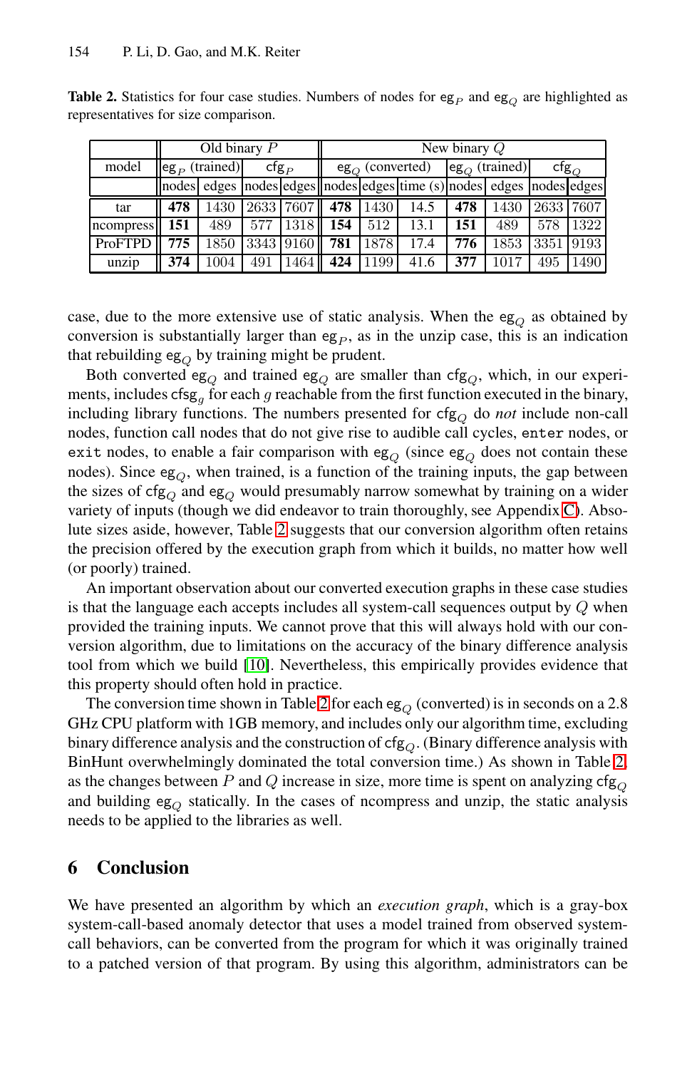**Table 2.** Statistics for four case studies. Numbers of nodes for $\mathsf{eg}_P$ and $\mathsf{eg}_Q$ are highlighted as representatives for size comparison.

| model | Old binary $P$ | | | | New binary $Q$ | | | | | | | |
|---|---|---|---|---|---|---|---|---|---|---|---|---|
| | $\mathsf{eg}_P$ (trained) | | $\mathsf{cfg}_P$ | | $\mathsf{eg}_Q$ (converted) | | | $\mathsf{eg}_Q$ (trained) | | $\mathsf{cfg}_Q$ | |
| | nodes | edges | nodes | edges | nodes | edges | time (s) | nodes | edges | nodes | edges |
| tar | **478** | 1430 | 2633 | 7607 | **478** | 1430 | 14.5 | **478** | 1430 | 2633 | 7607 |
| ncompress | **151** | 489 | 577 | 1318 | **154** | 512 | 13.1 | **151** | 489 | 578 | 1322 |
| ProFTPD | **775** | 1850 | 3343 | 9160 | **781** | 1878 | 17.4 | **776** | 1853 | 3351 | 9193 |
| unzip | **374** | 1004 | 491 | 1464 | **424** | 1199 | 41.6 | **377** | 1017 | 495 | 1490 |

case, due to the more extensive use of static analysis. When the $\mathsf{eg}_Q$ as obtained by conversion is substantially larger than $\mathsf{eg}_P$, as in the unzip case, this is an indication that rebuilding $\mathsf{eg}_Q$ by training might be prudent.

Both converted $\mathsf{eg}_Q$ and trained $\mathsf{eg}_Q$ are smaller than $\mathsf{cfg}_Q$, which, in our experiments, includes $\mathsf{cfsg}_g$ for each $g$ reachable from the first function executed in the binary, including library functions. The numbers presented for $\mathsf{cfg}_Q$ do *not* include non-call nodes, function call nodes that do not give rise to audible call cycles, `enter` nodes, or `exit` nodes, to enable a fair comparison with $\mathsf{eg}_Q$ (since $\mathsf{eg}_Q$ does not contain these nodes). Since $\mathsf{eg}_Q$, when trained, is a function of the training inputs, the gap between the sizes of $\mathsf{cfg}_Q$ and $\mathsf{eg}_Q$ would presumably narrow somewhat by training on a wider variety of inputs (though we did endeavor to train thoroughly, see Appendix C). Absolute sizes aside, however, Table 2 suggests that our conversion algorithm often retains the precision offered by the execution graph from which it builds, no matter how well (or poorly) trained.

An important observation about our converted execution graphs in these case studies is that the language each accepts includes all system-call sequences output by $Q$ when provided the training inputs. We cannot prove that this will always hold with our conversion algorithm, due to limitations on the accuracy of the binary difference analysis tool from which we build [10]. Nevertheless, this empirically provides evidence that this property should often hold in practice.

The conversion time shown in Table 2 for each $\mathsf{eg}_Q$ (converted) is in seconds on a 2.8 GHz CPU platform with 1GB memory, and includes only our algorithm time, excluding binary difference analysis and the construction of $\mathsf{cfg}_Q$. (Binary difference analysis with BinHunt overwhelmingly dominated the total conversion time.) As shown in Table 2, as the changes between $P$ and $Q$ increase in size, more time is spent on analyzing $\mathsf{cfg}_Q$ and building $\mathsf{eg}_Q$ statically. In the cases of ncompress and unzip, the static analysis needs to be applied to the libraries as well.

## 6 Conclusion

We have presented an algorithm by which an *execution graph*, which is a gray-box system-call-based anomaly detector that uses a model trained from observed system-call behaviors, can be converted from the program for which it was originally trained to a patched version of that program. By using this algorithm, administrators can be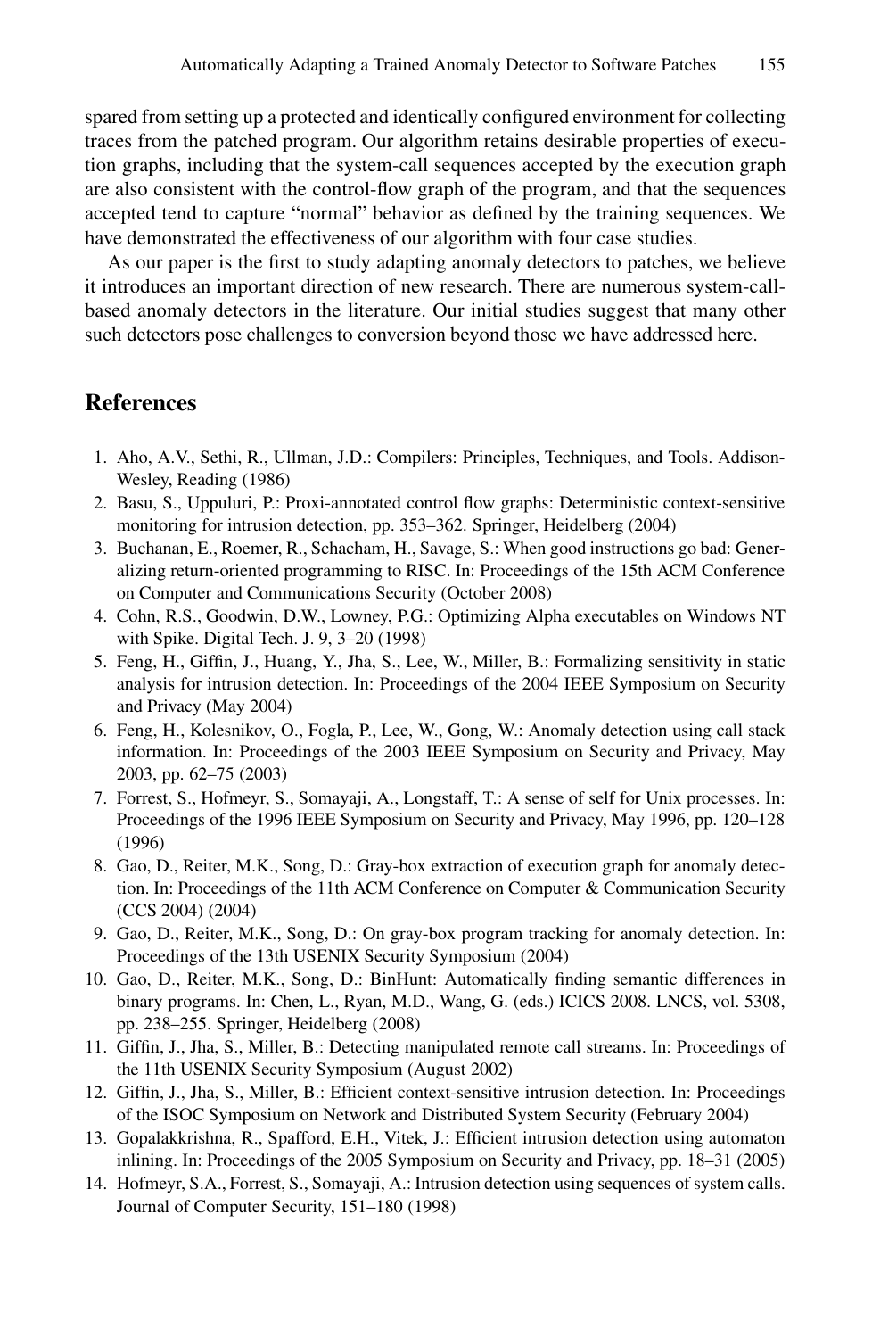spared from setting up a protected and identically configured environment for collecting traces from the patched program. Our algorithm retains desirable properties of execution graphs, including that the system-call sequences accepted by the execution graph are also consistent with the control-flow graph of the program, and that the sequences accepted tend to capture "normal" behavior as defined by the training sequences. We have demonstrated the effectiveness of our algorithm with four case studies.

As our paper is the first to study adapting anomaly detectors to patches, we believe it introduces an important direction of new research. There are numerous system-call-based anomaly detectors in the literature. Our initial studies suggest that many other such detectors pose challenges to conversion beyond those we have addressed here.

## References

1. Aho, A.V., Sethi, R., Ullman, J.D.: Compilers: Principles, Techniques, and Tools. Addison-Wesley, Reading (1986)
2. Basu, S., Uppuluri, P.: Proxi-annotated control flow graphs: Deterministic context-sensitive monitoring for intrusion detection, pp. 353–362. Springer, Heidelberg (2004)
3. Buchanan, E., Roemer, R., Schacham, H., Savage, S.: When good instructions go bad: Generalizing return-oriented programming to RISC. In: Proceedings of the 15th ACM Conference on Computer and Communications Security (October 2008)
4. Cohn, R.S., Goodwin, D.W., Lowney, P.G.: Optimizing Alpha executables on Windows NT with Spike. Digital Tech. J. 9, 3–20 (1998)
5. Feng, H., Giffin, J., Huang, Y., Jha, S., Lee, W., Miller, B.: Formalizing sensitivity in static analysis for intrusion detection. In: Proceedings of the 2004 IEEE Symposium on Security and Privacy (May 2004)
6. Feng, H., Kolesnikov, O., Fogla, P., Lee, W., Gong, W.: Anomaly detection using call stack information. In: Proceedings of the 2003 IEEE Symposium on Security and Privacy, May 2003, pp. 62–75 (2003)
7. Forrest, S., Hofmeyr, S., Somayaji, A., Longstaff, T.: A sense of self for Unix processes. In: Proceedings of the 1996 IEEE Symposium on Security and Privacy, May 1996, pp. 120–128 (1996)
8. Gao, D., Reiter, M.K., Song, D.: Gray-box extraction of execution graph for anomaly detection. In: Proceedings of the 11th ACM Conference on Computer & Communication Security (CCS 2004) (2004)
9. Gao, D., Reiter, M.K., Song, D.: On gray-box program tracking for anomaly detection. In: Proceedings of the 13th USENIX Security Symposium (2004)
10. Gao, D., Reiter, M.K., Song, D.: BinHunt: Automatically finding semantic differences in binary programs. In: Chen, L., Ryan, M.D., Wang, G. (eds.) ICICS 2008. LNCS, vol. 5308, pp. 238–255. Springer, Heidelberg (2008)
11. Giffin, J., Jha, S., Miller, B.: Detecting manipulated remote call streams. In: Proceedings of the 11th USENIX Security Symposium (August 2002)
12. Giffin, J., Jha, S., Miller, B.: Efficient context-sensitive intrusion detection. In: Proceedings of the ISOC Symposium on Network and Distributed System Security (February 2004)
13. Gopalakkrishna, R., Spafford, E.H., Vitek, J.: Efficient intrusion detection using automaton inlining. In: Proceedings of the 2005 Symposium on Security and Privacy, pp. 18–31 (2005)
14. Hofmeyr, S.A., Forrest, S., Somayaji, A.: Intrusion detection using sequences of system calls. Journal of Computer Security, 151–180 (1998)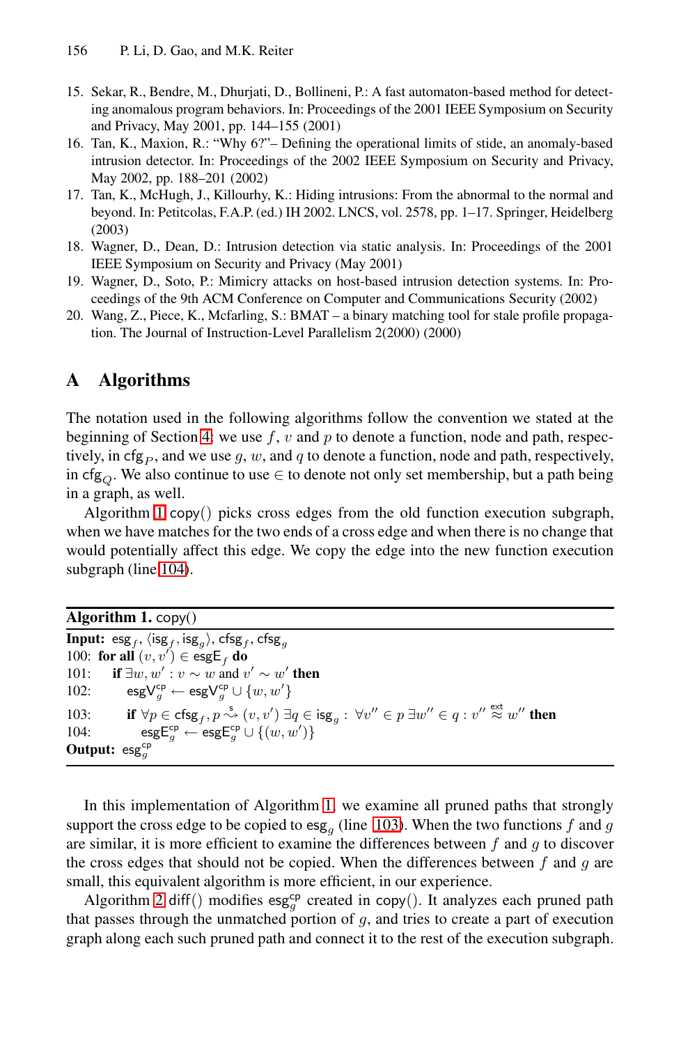15. Sekar, R., Bendre, M., Dhurjati, D., Bollineni, P.: A fast automaton-based method for detecting anomalous program behaviors. In: Proceedings of the 2001 IEEE Symposium on Security and Privacy, May 2001, pp. 144–155 (2001)
16. Tan, K., Maxion, R.: "Why 6?"– Defining the operational limits of stide, an anomaly-based intrusion detector. In: Proceedings of the 2002 IEEE Symposium on Security and Privacy, May 2002, pp. 188–201 (2002)
17. Tan, K., McHugh, J., Killourhy, K.: Hiding intrusions: From the abnormal to the normal and beyond. In: Petitcolas, F.A.P. (ed.) IH 2002. LNCS, vol. 2578, pp. 1–17. Springer, Heidelberg (2003)
18. Wagner, D., Dean, D.: Intrusion detection via static analysis. In: Proceedings of the 2001 IEEE Symposium on Security and Privacy (May 2001)
19. Wagner, D., Soto, P.: Mimicry attacks on host-based intrusion detection systems. In: Proceedings of the 9th ACM Conference on Computer and Communications Security (2002)
20. Wang, Z., Piece, K., Mcfarling, S.: BMAT – a binary matching tool for stale profile propagation. The Journal of Instruction-Level Parallelism 2(2000) (2000)

## A Algorithms

The notation used in the following algorithms follow the convention we stated at the beginning of Section 4: we use $f$, $v$ and $p$ to denote a function, node and path, respectively, in $\mathsf{cfg}_P$, and we use $g$, $w$, and $q$ to denote a function, node and path, respectively, in $\mathsf{cfg}_Q$. We also continue to use $\in$ to denote not only set membership, but a path being in a graph, as well.

Algorithm 1 copy() picks cross edges from the old function execution subgraph, when we have matches for the two ends of a cross edge and when there is no change that would potentially affect this edge. We copy the edge into the new function execution subgraph (line 104).

---

**Algorithm 1.** copy()

**Input:** $\mathsf{esg}_f$, $\langle \mathsf{isg}_f, \mathsf{isg}_g \rangle$, $\mathsf{cfsg}_f$, $\mathsf{cfsg}_g$

100: **for all** $(v, v') \in \mathsf{esgE}_f$ **do**

101: &nbsp;&nbsp;&nbsp;&nbsp;**if** $\exists w, w' : v \sim w$ and $v' \sim w'$ **then**

102: &nbsp;&nbsp;&nbsp;&nbsp;&nbsp;&nbsp;&nbsp;&nbsp;$\mathsf{esgV}_g^{\mathsf{cp}} \leftarrow \mathsf{esgV}_g^{\mathsf{cp}} \cup \{w, w'\}$

103: &nbsp;&nbsp;&nbsp;&nbsp;&nbsp;&nbsp;&nbsp;&nbsp;**if** $\forall p \in \mathsf{cfsg}_f, p \overset{\mathsf{s}}{\rightsquigarrow} (v, v')\ \exists q \in \mathsf{isg}_g :\ \forall v'' \in p\ \exists w'' \in q : v'' \overset{\mathsf{ext}}{\approx} w''$ **then**

104: &nbsp;&nbsp;&nbsp;&nbsp;&nbsp;&nbsp;&nbsp;&nbsp;&nbsp;&nbsp;&nbsp;&nbsp;$\mathsf{esgE}_g^{\mathsf{cp}} \leftarrow \mathsf{esgE}_g^{\mathsf{cp}} \cup \{(w, w')\}$

**Output:** $\mathsf{esg}_g^{\mathsf{cp}}$

---

In this implementation of Algorithm 1, we examine all pruned paths that strongly support the cross edge to be copied to $\mathsf{esg}_g$ (line 103). When the two functions $f$ and $g$ are similar, it is more efficient to examine the differences between $f$ and $g$ to discover the cross edges that should not be copied. When the differences between $f$ and $g$ are small, this equivalent algorithm is more efficient, in our experience.

Algorithm 2 diff() modifies $\mathsf{esg}_g^{\mathsf{cp}}$ created in copy(). It analyzes each pruned path that passes through the unmatched portion of $g$, and tries to create a part of execution graph along each such pruned path and connect it to the rest of the execution subgraph.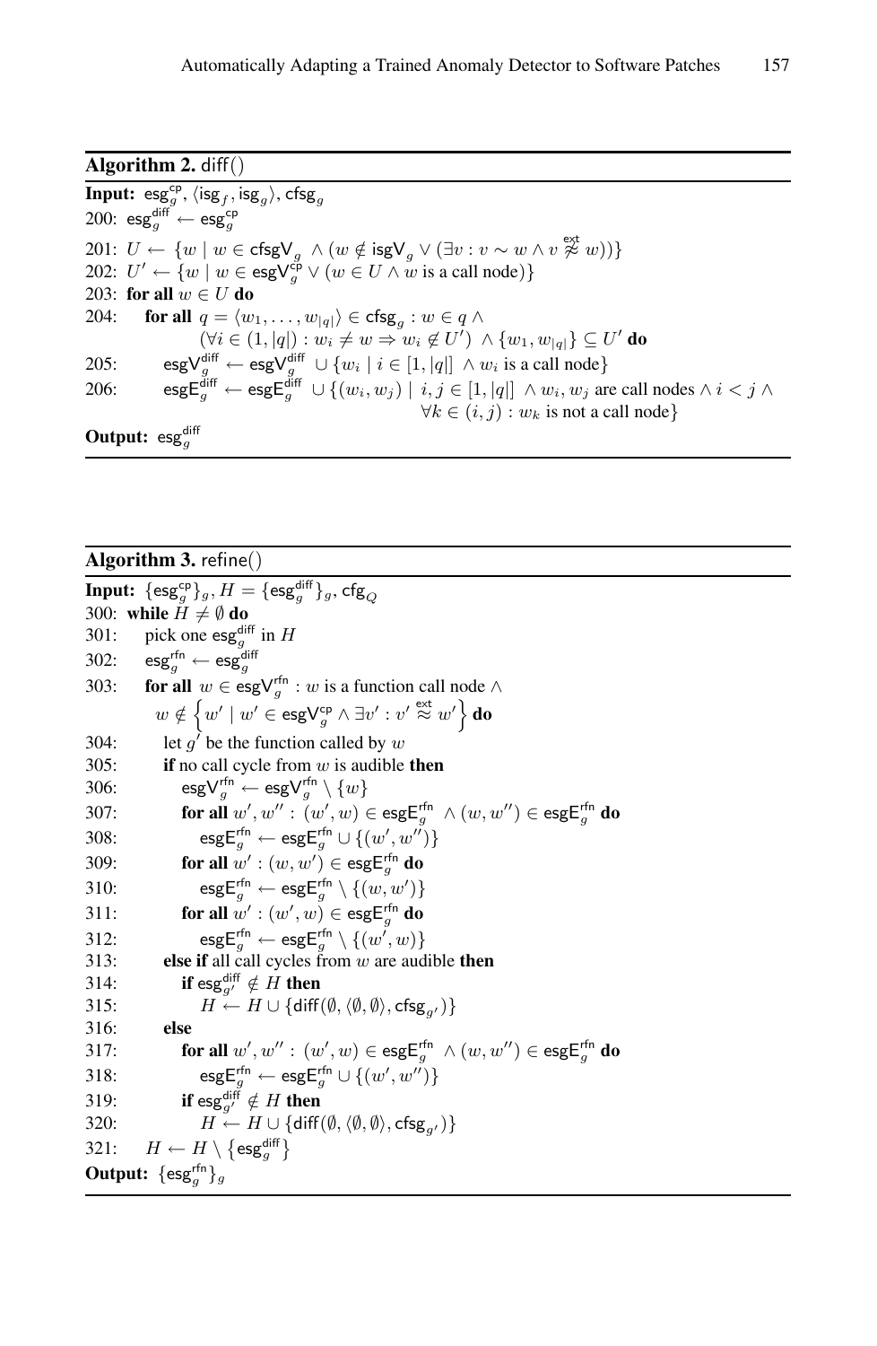**Algorithm 2.** $\mathsf{diff}()$

**Input:** $\mathsf{esg}_g^{\mathsf{cp}}$, $\langle \mathsf{isg}_f, \mathsf{isg}_g \rangle$, $\mathsf{cfsg}_g$

200: $\mathsf{esg}_g^{\mathsf{diff}} \leftarrow \mathsf{esg}_g^{\mathsf{cp}}$

201: $U \leftarrow \{w \mid w \in \mathsf{cfsgV}_g \wedge (w \notin \mathsf{isgV}_g \vee (\exists v : v \sim w \wedge v \overset{\text{ext}}{\not\approx} w))\}$

202: $U' \leftarrow \{w \mid w \in \mathsf{esgV}_g^{\mathsf{cp}} \vee (w \in U \wedge w \text{ is a call node})\}$

203: **for all** $w \in U$ **do**

204: &nbsp;&nbsp;&nbsp;&nbsp;**for all** $q = \langle w_1, \ldots, w_{|q|} \rangle \in \mathsf{cfsg}_g : w \in q \wedge$ $(\forall i \in (1, |q|) : w_i \neq w \Rightarrow w_i \notin U') \wedge \{w_1, w_{|q|}\} \subseteq U'$ **do**

205: &nbsp;&nbsp;&nbsp;&nbsp;&nbsp;&nbsp;&nbsp;&nbsp;$\mathsf{esgV}_g^{\mathsf{diff}} \leftarrow \mathsf{esgV}_g^{\mathsf{diff}} \cup \{w_i \mid i \in [1, |q|] \wedge w_i \text{ is a call node}\}$

206: &nbsp;&nbsp;&nbsp;&nbsp;&nbsp;&nbsp;&nbsp;&nbsp;$\mathsf{esgE}_g^{\mathsf{diff}} \leftarrow \mathsf{esgE}_g^{\mathsf{diff}} \cup \{(w_i, w_j) \mid i, j \in [1, |q|] \wedge w_i, w_j \text{ are call nodes} \wedge i < j \wedge \forall k \in (i, j) : w_k \text{ is not a call node}\}$

**Output:** $\mathsf{esg}_g^{\mathsf{diff}}$

**Algorithm 3.** $\mathsf{refine}()$

**Input:** $\{\mathsf{esg}_g^{\mathsf{cp}}\}_g$, $H = \{\mathsf{esg}_g^{\mathsf{diff}}\}_g$, $\mathsf{cfg}_Q$

300: **while** $H \neq \emptyset$ **do**

301: &nbsp;&nbsp;&nbsp;&nbsp;pick one $\mathsf{esg}_g^{\mathsf{diff}}$ in $H$

302: &nbsp;&nbsp;&nbsp;&nbsp;$\mathsf{esg}_g^{\mathsf{rfn}} \leftarrow \mathsf{esg}_g^{\mathsf{diff}}$

303: &nbsp;&nbsp;&nbsp;&nbsp;**for all** $w \in \mathsf{esgV}_g^{\mathsf{rfn}} : w$ is a function call node $\wedge$ $w \notin \left\{w' \mid w' \in \mathsf{esgV}_g^{\mathsf{cp}} \wedge \exists v' : v' \overset{\text{ext}}{\approx} w'\right\}$ **do**

304: &nbsp;&nbsp;&nbsp;&nbsp;&nbsp;&nbsp;&nbsp;&nbsp;let $g'$ be the function called by $w$

305: &nbsp;&nbsp;&nbsp;&nbsp;&nbsp;&nbsp;&nbsp;&nbsp;**if** no call cycle from $w$ is audible **then**

306: &nbsp;&nbsp;&nbsp;&nbsp;&nbsp;&nbsp;&nbsp;&nbsp;&nbsp;&nbsp;&nbsp;&nbsp;$\mathsf{esgV}_g^{\mathsf{rfn}} \leftarrow \mathsf{esgV}_g^{\mathsf{rfn}} \setminus \{w\}$

307: &nbsp;&nbsp;&nbsp;&nbsp;&nbsp;&nbsp;&nbsp;&nbsp;&nbsp;&nbsp;&nbsp;&nbsp;**for all** $w', w'' : (w', w) \in \mathsf{esgE}_g^{\mathsf{rfn}} \wedge (w, w'') \in \mathsf{esgE}_g^{\mathsf{rfn}}$ **do**

308: &nbsp;&nbsp;&nbsp;&nbsp;&nbsp;&nbsp;&nbsp;&nbsp;&nbsp;&nbsp;&nbsp;&nbsp;&nbsp;&nbsp;&nbsp;&nbsp;$\mathsf{esgE}_g^{\mathsf{rfn}} \leftarrow \mathsf{esgE}_g^{\mathsf{rfn}} \cup \{(w', w'')\}$

309: &nbsp;&nbsp;&nbsp;&nbsp;&nbsp;&nbsp;&nbsp;&nbsp;&nbsp;&nbsp;&nbsp;&nbsp;**for all** $w' : (w, w') \in \mathsf{esgE}_g^{\mathsf{rfn}}$ **do**

310: &nbsp;&nbsp;&nbsp;&nbsp;&nbsp;&nbsp;&nbsp;&nbsp;&nbsp;&nbsp;&nbsp;&nbsp;&nbsp;&nbsp;&nbsp;&nbsp;$\mathsf{esgE}_g^{\mathsf{rfn}} \leftarrow \mathsf{esgE}_g^{\mathsf{rfn}} \setminus \{(w, w')\}$

311: &nbsp;&nbsp;&nbsp;&nbsp;&nbsp;&nbsp;&nbsp;&nbsp;&nbsp;&nbsp;&nbsp;&nbsp;**for all** $w' : (w', w) \in \mathsf{esgE}_g^{\mathsf{rfn}}$ **do**

312: &nbsp;&nbsp;&nbsp;&nbsp;&nbsp;&nbsp;&nbsp;&nbsp;&nbsp;&nbsp;&nbsp;&nbsp;&nbsp;&nbsp;&nbsp;&nbsp;$\mathsf{esgE}_g^{\mathsf{rfn}} \leftarrow \mathsf{esgE}_g^{\mathsf{rfn}} \setminus \{(w', w)\}$

313: &nbsp;&nbsp;&nbsp;&nbsp;&nbsp;&nbsp;&nbsp;&nbsp;**else if** all call cycles from $w$ are audible **then**

314: &nbsp;&nbsp;&nbsp;&nbsp;&nbsp;&nbsp;&nbsp;&nbsp;&nbsp;&nbsp;&nbsp;&nbsp;**if** $\mathsf{esg}_{g'}^{\mathsf{diff}} \notin H$ **then**

315: &nbsp;&nbsp;&nbsp;&nbsp;&nbsp;&nbsp;&nbsp;&nbsp;&nbsp;&nbsp;&nbsp;&nbsp;&nbsp;&nbsp;&nbsp;&nbsp;$H \leftarrow H \cup \{\mathsf{diff}(\emptyset, \langle \emptyset, \emptyset \rangle, \mathsf{cfsg}_{g'})\}$

316: &nbsp;&nbsp;&nbsp;&nbsp;&nbsp;&nbsp;&nbsp;&nbsp;**else**

317: &nbsp;&nbsp;&nbsp;&nbsp;&nbsp;&nbsp;&nbsp;&nbsp;&nbsp;&nbsp;&nbsp;&nbsp;**for all** $w', w'' : (w', w) \in \mathsf{esgE}_g^{\mathsf{rfn}} \wedge (w, w'') \in \mathsf{esgE}_g^{\mathsf{rfn}}$ **do**

318: &nbsp;&nbsp;&nbsp;&nbsp;&nbsp;&nbsp;&nbsp;&nbsp;&nbsp;&nbsp;&nbsp;&nbsp;&nbsp;&nbsp;&nbsp;&nbsp;$\mathsf{esgE}_g^{\mathsf{rfn}} \leftarrow \mathsf{esgE}_g^{\mathsf{rfn}} \cup \{(w', w'')\}$

319: &nbsp;&nbsp;&nbsp;&nbsp;&nbsp;&nbsp;&nbsp;&nbsp;&nbsp;&nbsp;&nbsp;&nbsp;**if** $\mathsf{esg}_{g'}^{\mathsf{diff}} \notin H$ **then**

320: &nbsp;&nbsp;&nbsp;&nbsp;&nbsp;&nbsp;&nbsp;&nbsp;&nbsp;&nbsp;&nbsp;&nbsp;&nbsp;&nbsp;&nbsp;&nbsp;$H \leftarrow H \cup \{\mathsf{diff}(\emptyset, \langle \emptyset, \emptyset \rangle, \mathsf{cfsg}_{g'})\}$

321: &nbsp;&nbsp;&nbsp;&nbsp;$H \leftarrow H \setminus \left\{\mathsf{esg}_g^{\mathsf{diff}}\right\}$

**Output:** $\{\mathsf{esg}_g^{\mathsf{rfn}}\}_g$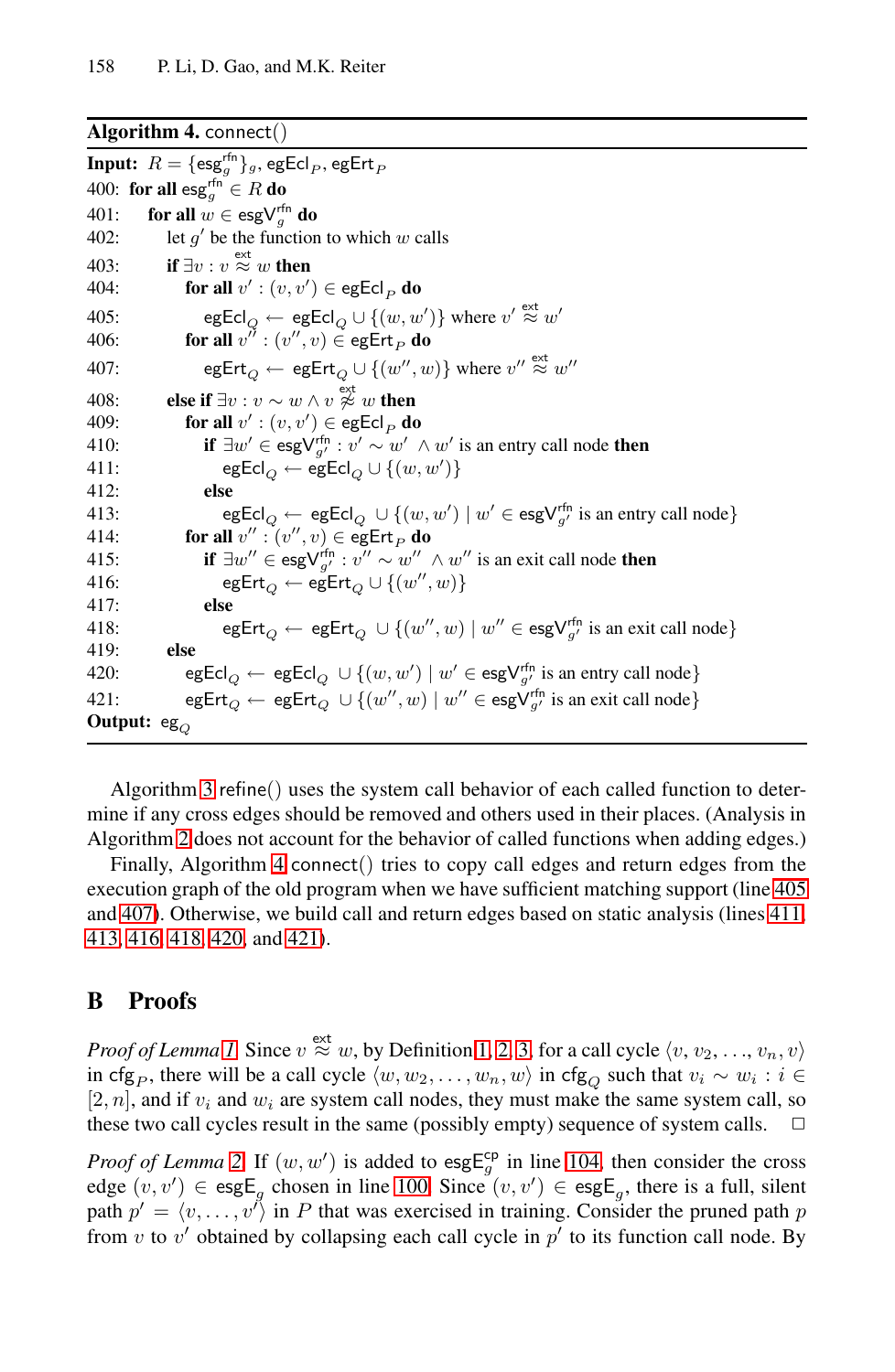**Algorithm 4.** connect()

**Input:** $R = \{\mathsf{esg}_g^{\mathsf{rfn}}\}_g$, $\mathsf{egEcl}_P$, $\mathsf{egErt}_P$

400: **for all** $\mathsf{esg}_g^{\mathsf{rfn}} \in R$ **do**
401: &nbsp;&nbsp;&nbsp;&nbsp;**for all** $w \in \mathsf{esgV}_g^{\mathsf{rfn}}$ **do**
402: &nbsp;&nbsp;&nbsp;&nbsp;&nbsp;&nbsp;&nbsp;&nbsp;let $g'$ be the function to which $w$ calls
403: &nbsp;&nbsp;&nbsp;&nbsp;&nbsp;&nbsp;&nbsp;&nbsp;**if** $\exists v : v \overset{\mathsf{ext}}{\approx} w$ **then**
404: &nbsp;&nbsp;&nbsp;&nbsp;&nbsp;&nbsp;&nbsp;&nbsp;&nbsp;&nbsp;&nbsp;&nbsp;**for all** $v' : (v, v') \in \mathsf{egEcl}_P$ **do**
405: &nbsp;&nbsp;&nbsp;&nbsp;&nbsp;&nbsp;&nbsp;&nbsp;&nbsp;&nbsp;&nbsp;&nbsp;&nbsp;&nbsp;&nbsp;&nbsp;$\mathsf{egEcl}_Q \leftarrow \mathsf{egEcl}_Q \cup \{(w, w')\}$ where $v' \overset{\mathsf{ext}}{\approx} w'$
406: &nbsp;&nbsp;&nbsp;&nbsp;&nbsp;&nbsp;&nbsp;&nbsp;&nbsp;&nbsp;&nbsp;&nbsp;**for all** $v'' : (v'', v) \in \mathsf{egErt}_P$ **do**
407: &nbsp;&nbsp;&nbsp;&nbsp;&nbsp;&nbsp;&nbsp;&nbsp;&nbsp;&nbsp;&nbsp;&nbsp;&nbsp;&nbsp;&nbsp;&nbsp;$\mathsf{egErt}_Q \leftarrow \mathsf{egErt}_Q \cup \{(w'', w)\}$ where $v'' \overset{\mathsf{ext}}{\approx} w''$
408: &nbsp;&nbsp;&nbsp;&nbsp;&nbsp;&nbsp;&nbsp;&nbsp;**else if** $\exists v : v \sim w \wedge v \overset{\mathsf{ext}}{\not\approx} w$ **then**
409: &nbsp;&nbsp;&nbsp;&nbsp;&nbsp;&nbsp;&nbsp;&nbsp;&nbsp;&nbsp;&nbsp;&nbsp;**for all** $v' : (v, v') \in \mathsf{egEcl}_P$ **do**
410: &nbsp;&nbsp;&nbsp;&nbsp;&nbsp;&nbsp;&nbsp;&nbsp;&nbsp;&nbsp;&nbsp;&nbsp;&nbsp;&nbsp;&nbsp;&nbsp;**if** $\exists w' \in \mathsf{esgV}_{g'}^{\mathsf{rfn}} : v' \sim w' \wedge w'$ is an entry call node **then**
411: &nbsp;&nbsp;&nbsp;&nbsp;&nbsp;&nbsp;&nbsp;&nbsp;&nbsp;&nbsp;&nbsp;&nbsp;&nbsp;&nbsp;&nbsp;&nbsp;&nbsp;&nbsp;&nbsp;&nbsp;$\mathsf{egEcl}_Q \leftarrow \mathsf{egEcl}_Q \cup \{(w, w')\}$
412: &nbsp;&nbsp;&nbsp;&nbsp;&nbsp;&nbsp;&nbsp;&nbsp;&nbsp;&nbsp;&nbsp;&nbsp;&nbsp;&nbsp;&nbsp;&nbsp;**else**
413: &nbsp;&nbsp;&nbsp;&nbsp;&nbsp;&nbsp;&nbsp;&nbsp;&nbsp;&nbsp;&nbsp;&nbsp;&nbsp;&nbsp;&nbsp;&nbsp;&nbsp;&nbsp;&nbsp;&nbsp;$\mathsf{egEcl}_Q \leftarrow \mathsf{egEcl}_Q \cup \{(w, w') \mid w' \in \mathsf{esgV}_{g'}^{\mathsf{rfn}}$ is an entry call node$\}$
414: &nbsp;&nbsp;&nbsp;&nbsp;&nbsp;&nbsp;&nbsp;&nbsp;&nbsp;&nbsp;&nbsp;&nbsp;**for all** $v'' : (v'', v) \in \mathsf{egErt}_P$ **do**
415: &nbsp;&nbsp;&nbsp;&nbsp;&nbsp;&nbsp;&nbsp;&nbsp;&nbsp;&nbsp;&nbsp;&nbsp;&nbsp;&nbsp;&nbsp;&nbsp;**if** $\exists w'' \in \mathsf{esgV}_{g'}^{\mathsf{rfn}} : v'' \sim w'' \wedge w''$ is an exit call node **then**
416: &nbsp;&nbsp;&nbsp;&nbsp;&nbsp;&nbsp;&nbsp;&nbsp;&nbsp;&nbsp;&nbsp;&nbsp;&nbsp;&nbsp;&nbsp;&nbsp;&nbsp;&nbsp;&nbsp;&nbsp;$\mathsf{egErt}_Q \leftarrow \mathsf{egErt}_Q \cup \{(w'', w)\}$
417: &nbsp;&nbsp;&nbsp;&nbsp;&nbsp;&nbsp;&nbsp;&nbsp;&nbsp;&nbsp;&nbsp;&nbsp;&nbsp;&nbsp;&nbsp;&nbsp;**else**
418: &nbsp;&nbsp;&nbsp;&nbsp;&nbsp;&nbsp;&nbsp;&nbsp;&nbsp;&nbsp;&nbsp;&nbsp;&nbsp;&nbsp;&nbsp;&nbsp;&nbsp;&nbsp;&nbsp;&nbsp;$\mathsf{egErt}_Q \leftarrow \mathsf{egErt}_Q \cup \{(w'', w) \mid w'' \in \mathsf{esgV}_{g'}^{\mathsf{rfn}}$ is an exit call node$\}$
419: &nbsp;&nbsp;&nbsp;&nbsp;&nbsp;&nbsp;&nbsp;&nbsp;**else**
420: &nbsp;&nbsp;&nbsp;&nbsp;&nbsp;&nbsp;&nbsp;&nbsp;&nbsp;&nbsp;&nbsp;&nbsp;$\mathsf{egEcl}_Q \leftarrow \mathsf{egEcl}_Q \cup \{(w, w') \mid w' \in \mathsf{esgV}_{g'}^{\mathsf{rfn}}$ is an entry call node$\}$
421: &nbsp;&nbsp;&nbsp;&nbsp;&nbsp;&nbsp;&nbsp;&nbsp;&nbsp;&nbsp;&nbsp;&nbsp;$\mathsf{egErt}_Q \leftarrow \mathsf{egErt}_Q \cup \{(w'', w) \mid w'' \in \mathsf{esgV}_{g'}^{\mathsf{rfn}}$ is an exit call node$\}$

**Output:** $\mathsf{eg}_Q$

Algorithm 3 refine() uses the system call behavior of each called function to determine if any cross edges should be removed and others used in their places. (Analysis in Algorithm 2 does not account for the behavior of called functions when adding edges.)

Finally, Algorithm 4 connect() tries to copy call edges and return edges from the execution graph of the old program when we have sufficient matching support (line 405 and 407). Otherwise, we build call and return edges based on static analysis (lines 411, 413, 416, 418, 420, and 421).

## B Proofs

*Proof of Lemma 1.* Since $v \overset{\mathsf{ext}}{\approx} w$, by Definition 1, 2, 3, for a call cycle $\langle v, v_2, \ldots, v_n, v\rangle$ in $\mathsf{cfg}_P$, there will be a call cycle $\langle w, w_2, \ldots, w_n, w\rangle$ in $\mathsf{cfg}_Q$ such that $v_i \sim w_i : i \in [2, n]$, and if $v_i$ and $w_i$ are system call nodes, they must make the same system call, so these two call cycles result in the same (possibly empty) sequence of system calls. □

*Proof of Lemma 2.* If $(w, w')$ is added to $\mathsf{esgE}_g^{\mathsf{cp}}$ in line 104, then consider the cross edge $(v, v') \in \mathsf{esgE}_g$ chosen in line 100. Since $(v, v') \in \mathsf{esgE}_g$, there is a full, silent path $p' = \langle v, \ldots, v'\rangle$ in $P$ that was exercised in training. Consider the pruned path $p$ from $v$ to $v'$ obtained by collapsing each call cycle in $p'$ to its function call node. By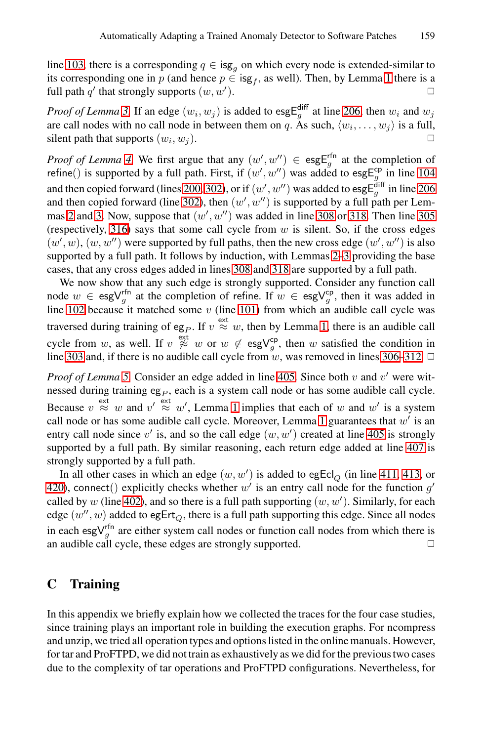line 103, there is a corresponding $q \in \mathsf{isg}_g$ on which every node is extended-similar to its corresponding one in $p$ (and hence $p \in \mathsf{isg}_f$, as well). Then, by Lemma 1 there is a full path $q'$ that strongly supports $(w, w')$. □

*Proof of Lemma 3.* If an edge $(w_i, w_j)$ is added to $\mathsf{esgE}_g^{\mathsf{diff}}$ at line 206, then $w_i$ and $w_j$ are call nodes with no call node in between them on $q$. As such, $\langle w_i, \ldots, w_j \rangle$ is a full, silent path that supports $(w_i, w_j)$. □

*Proof of Lemma 4.* We first argue that any $(w', w'') \in \mathsf{esgE}_g^{\mathsf{rfn}}$ at the completion of $\mathsf{refine}()$ is supported by a full path. First, if $(w', w'')$ was added to $\mathsf{esgE}_g^{\mathsf{cp}}$ in line 104 and then copied forward (lines 200, 302), or if $(w', w'')$ was added to $\mathsf{esgE}_g^{\mathsf{diff}}$ in line 206 and then copied forward (line 302), then $(w', w'')$ is supported by a full path per Lemmas 2 and 3. Now, suppose that $(w', w'')$ was added in line 308 or 318. Then line 305 (respectively, 316) says that some call cycle from $w$ is silent. So, if the cross edges $(w', w)$, $(w, w'')$ were supported by full paths, then the new cross edge $(w', w'')$ is also supported by a full path. It follows by induction, with Lemmas 2–3 providing the base cases, that any cross edges added in lines 308 and 318 are supported by a full path.

We now show that any such edge is strongly supported. Consider any function call node $w \in \mathsf{esgV}_g^{\mathsf{rfn}}$ at the completion of refine. If $w \in \mathsf{esgV}_g^{\mathsf{cp}}$, then it was added in line 102 because it matched some $v$ (line 101) from which an audible call cycle was traversed during training of $\mathsf{eg}_P$. If $v \overset{\mathsf{ext}}{\approx} w$, then by Lemma 1, there is an audible call cycle from $w$, as well. If $v \overset{\mathsf{ext}}{\not\approx} w$ or $w \notin \mathsf{esgV}_g^{\mathsf{cp}}$, then $w$ satisfied the condition in line 303 and, if there is no audible call cycle from $w$, was removed in lines 306–312. □

*Proof of Lemma 5.* Consider an edge added in line 405. Since both $v$ and $v'$ were witnessed during training $\mathsf{eg}_P$, each is a system call node or has some audible call cycle. Because $v \overset{\mathsf{ext}}{\approx} w$ and $v' \overset{\mathsf{ext}}{\approx} w'$, Lemma 1 implies that each of $w$ and $w'$ is a system call node or has some audible call cycle. Moreover, Lemma 1 guarantees that $w'$ is an entry call node since $v'$ is, and so the call edge $(w, w')$ created at line 405 is strongly supported by a full path. By similar reasoning, each return edge added at line 407 is strongly supported by a full path.

In all other cases in which an edge $(w, w')$ is added to $\mathsf{egEcl}_Q$ (in line 411, 413, or 420), $\mathsf{connect}()$ explicitly checks whether $w'$ is an entry call node for the function $g'$ called by $w$ (line 402), and so there is a full path supporting $(w, w')$. Similarly, for each edge $(w'', w)$ added to $\mathsf{egErt}_Q$, there is a full path supporting this edge. Since all nodes in each $\mathsf{esgV}_g^{\mathsf{rfn}}$ are either system call nodes or function call nodes from which there is an audible call cycle, these edges are strongly supported. □

## C Training

In this appendix we briefly explain how we collected the traces for the four case studies, since training plays an important role in building the execution graphs. For ncompress and unzip, we tried all operation types and options listed in the online manuals. However, for tar and ProFTPD, we did not train as exhaustively as we did for the previous two cases due to the complexity of tar operations and ProFTPD configurations. Nevertheless, for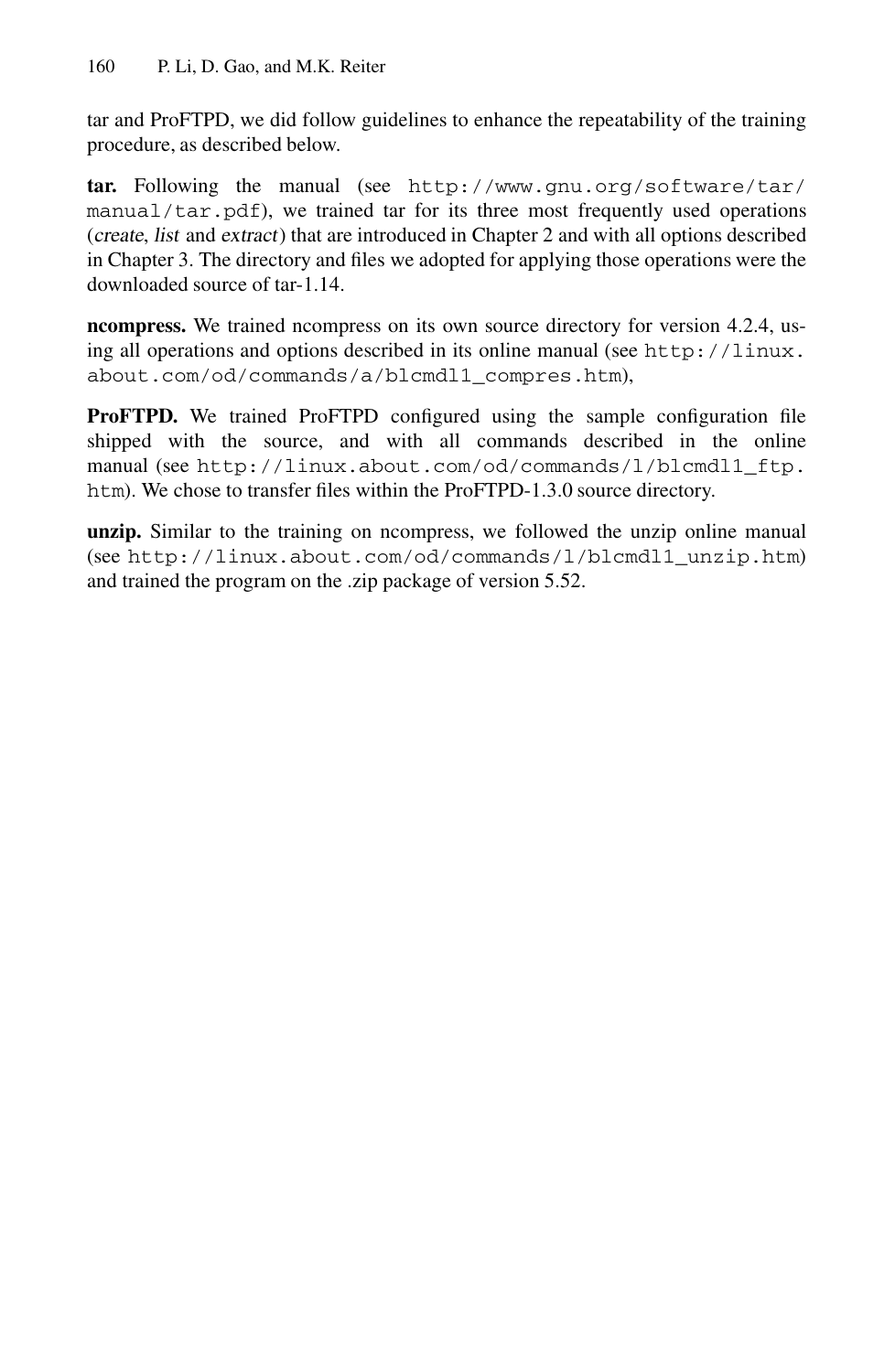tar and ProFTPD, we did follow guidelines to enhance the repeatability of the training procedure, as described below.

**tar.** Following the manual (see `http://www.gnu.org/software/tar/manual/tar.pdf`), we trained tar for its three most frequently used operations (*create*, *list* and *extract*) that are introduced in Chapter 2 and with all options described in Chapter 3. The directory and files we adopted for applying those operations were the downloaded source of tar-1.14.

**ncompress.** We trained ncompress on its own source directory for version 4.2.4, using all operations and options described in its online manual (see `http://linux.about.com/od/commands/a/blcmdl1_compres.htm`),

**ProFTPD.** We trained ProFTPD configured using the sample configuration file shipped with the source, and with all commands described in the online manual (see `http://linux.about.com/od/commands/l/blcmdl1_ftp.htm`). We chose to transfer files within the ProFTPD-1.3.0 source directory.

**unzip.** Similar to the training on ncompress, we followed the unzip online manual (see `http://linux.about.com/od/commands/l/blcmdl1_unzip.htm`) and trained the program on the .zip package of version 5.52.